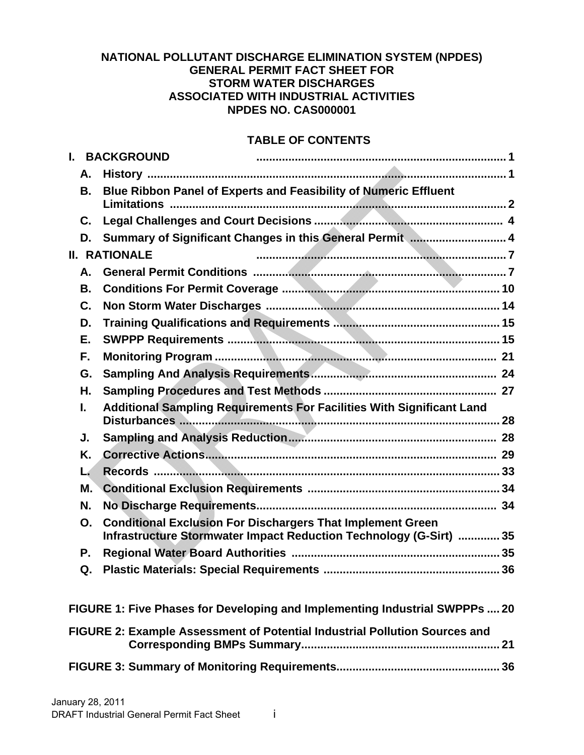**NATIONAL POLLUTANT DISCHARGE ELIMINATION SYSTEM (NPDES)**
**GENERAL PERMIT FACT SHEET FOR**
**STORM WATER DISCHARGES**
**ASSOCIATED WITH INDUSTRIAL ACTIVITIES**
**NPDES NO. CAS000001**

## TABLE OF CONTENTS

**I. BACKGROUND** ..... 1

- **A. History** ..... 1
- **B. Blue Ribbon Panel of Experts and Feasibility of Numeric Effluent Limitations** ..... 2
- **C. Legal Challenges and Court Decisions** ..... 4
- **D. Summary of Significant Changes in this General Permit** ..... 4

**II. RATIONALE** ..... 7

- **A. General Permit Conditions** ..... 7
- **B. Conditions For Permit Coverage** ..... 10
- **C. Non Storm Water Discharges** ..... 14
- **D. Training Qualifications and Requirements** ..... 15
- **E. SWPPP Requirements** ..... 15
- **F. Monitoring Program** ..... 21
- **G. Sampling And Analysis Requirements** ..... 24
- **H. Sampling Procedures and Test Methods** ..... 27
- **I. Additional Sampling Requirements For Facilities With Significant Land Disturbances** ..... 28
- **J. Sampling and Analysis Reduction** ..... 28
- **K. Corrective Actions** ..... 29
- **L. Records** ..... 33
- **M. Conditional Exclusion Requirements** ..... 34
- **N. No Discharge Requirements** ..... 34
- **O. Conditional Exclusion For Dischargers That Implement Green Infrastructure Stormwater Impact Reduction Technology (G-Sirt)** ..... 35
- **P. Regional Water Board Authorities** ..... 35
- **Q. Plastic Materials: Special Requirements** ..... 36

**FIGURE 1: Five Phases for Developing and Implementing Industrial SWPPPs** ..... 20

**FIGURE 2: Example Assessment of Potential Industrial Pollution Sources and Corresponding BMPs Summary** ..... 21

**FIGURE 3: Summary of Monitoring Requirements** ..... 36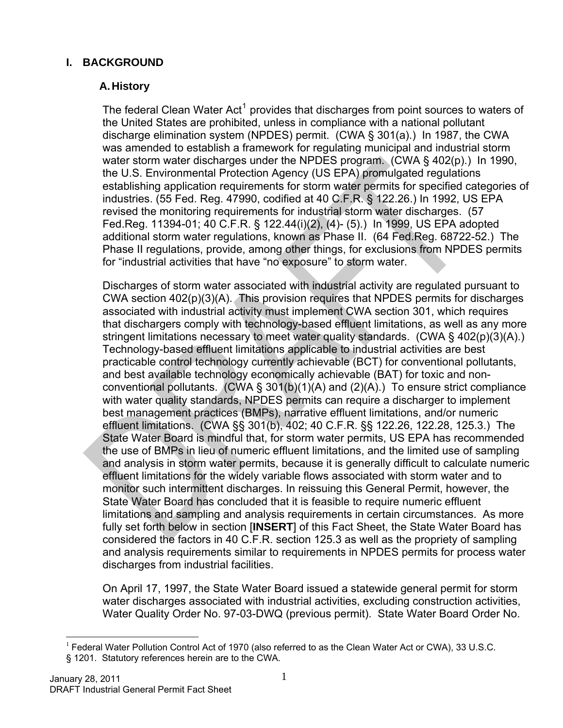# I. BACKGROUND

## A. History

The federal Clean Water Act[1] provides that discharges from point sources to waters of the United States are prohibited, unless in compliance with a national pollutant discharge elimination system (NPDES) permit. (CWA § 301(a).) In 1987, the CWA was amended to establish a framework for regulating municipal and industrial storm water storm water discharges under the NPDES program. (CWA § 402(p).) In 1990, the U.S. Environmental Protection Agency (US EPA) promulgated regulations establishing application requirements for storm water permits for specified categories of industries. (55 Fed. Reg. 47990, codified at 40 C.F.R. § 122.26.) In 1992, US EPA revised the monitoring requirements for industrial storm water discharges. (57 Fed.Reg. 11394-01; 40 C.F.R. § 122.44(i)(2), (4)- (5).) In 1999, US EPA adopted additional storm water regulations, known as Phase II. (64 Fed.Reg. 68722-52.) The Phase II regulations, provide, among other things, for exclusions from NPDES permits for "industrial activities that have "no exposure" to storm water.

Discharges of storm water associated with industrial activity are regulated pursuant to CWA section 402(p)(3)(A). This provision requires that NPDES permits for discharges associated with industrial activity must implement CWA section 301, which requires that dischargers comply with technology-based effluent limitations, as well as any more stringent limitations necessary to meet water quality standards. (CWA § 402(p)(3)(A).) Technology-based effluent limitations applicable to industrial activities are best practicable control technology currently achievable (BCT) for conventional pollutants, and best available technology economically achievable (BAT) for toxic and non-conventional pollutants. (CWA § 301(b)(1)(A) and (2)(A).) To ensure strict compliance with water quality standards, NPDES permits can require a discharger to implement best management practices (BMPs), narrative effluent limitations, and/or numeric effluent limitations. (CWA §§ 301(b), 402; 40 C.F.R. §§ 122.26, 122.28, 125.3.) The State Water Board is mindful that, for storm water permits, US EPA has recommended the use of BMPs in lieu of numeric effluent limitations, and the limited use of sampling and analysis in storm water permits, because it is generally difficult to calculate numeric effluent limitations for the widely variable flows associated with storm water and to monitor such intermittent discharges. In reissuing this General Permit, however, the State Water Board has concluded that it is feasible to require numeric effluent limitations and sampling and analysis requirements in certain circumstances. As more fully set forth below in section [**INSERT**] of this Fact Sheet, the State Water Board has considered the factors in 40 C.F.R. section 125.3 as well as the propriety of sampling and analysis requirements similar to requirements in NPDES permits for process water discharges from industrial facilities.

On April 17, 1997, the State Water Board issued a statewide general permit for storm water discharges associated with industrial activities, excluding construction activities, Water Quality Order No. 97-03-DWQ (previous permit). State Water Board Order No.

[1] Federal Water Pollution Control Act of 1970 (also referred to as the Clean Water Act or CWA), 33 U.S.C. § 1201. Statutory references herein are to the CWA.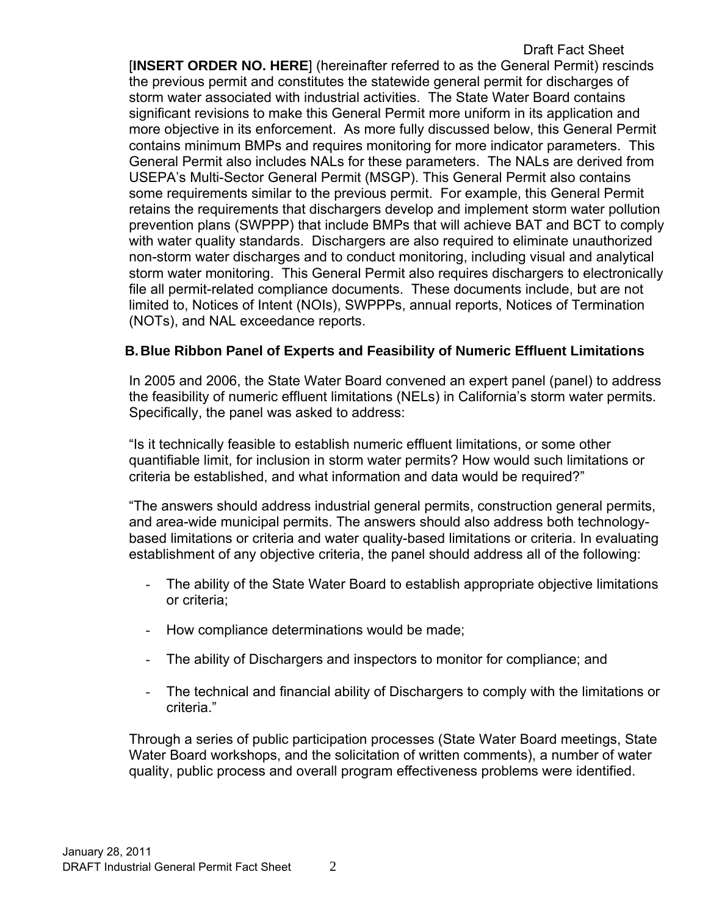[**INSERT ORDER NO. HERE**] (hereinafter referred to as the General Permit) rescinds the previous permit and constitutes the statewide general permit for discharges of storm water associated with industrial activities. The State Water Board contains significant revisions to make this General Permit more uniform in its application and more objective in its enforcement. As more fully discussed below, this General Permit contains minimum BMPs and requires monitoring for more indicator parameters. This General Permit also includes NALs for these parameters. The NALs are derived from USEPA's Multi-Sector General Permit (MSGP). This General Permit also contains some requirements similar to the previous permit. For example, this General Permit retains the requirements that dischargers develop and implement storm water pollution prevention plans (SWPPP) that include BMPs that will achieve BAT and BCT to comply with water quality standards. Dischargers are also required to eliminate unauthorized non-storm water discharges and to conduct monitoring, including visual and analytical storm water monitoring. This General Permit also requires dischargers to electronically file all permit-related compliance documents. These documents include, but are not limited to, Notices of Intent (NOIs), SWPPPs, annual reports, Notices of Termination (NOTs), and NAL exceedance reports.

## B. Blue Ribbon Panel of Experts and Feasibility of Numeric Effluent Limitations

In 2005 and 2006, the State Water Board convened an expert panel (panel) to address the feasibility of numeric effluent limitations (NELs) in California's storm water permits. Specifically, the panel was asked to address:

"Is it technically feasible to establish numeric effluent limitations, or some other quantifiable limit, for inclusion in storm water permits? How would such limitations or criteria be established, and what information and data would be required?"

"The answers should address industrial general permits, construction general permits, and area-wide municipal permits. The answers should also address both technology-based limitations or criteria and water quality-based limitations or criteria. In evaluating establishment of any objective criteria, the panel should address all of the following:

- The ability of the State Water Board to establish appropriate objective limitations or criteria;
- How compliance determinations would be made;
- The ability of Dischargers and inspectors to monitor for compliance; and
- The technical and financial ability of Dischargers to comply with the limitations or criteria."

Through a series of public participation processes (State Water Board meetings, State Water Board workshops, and the solicitation of written comments), a number of water quality, public process and overall program effectiveness problems were identified.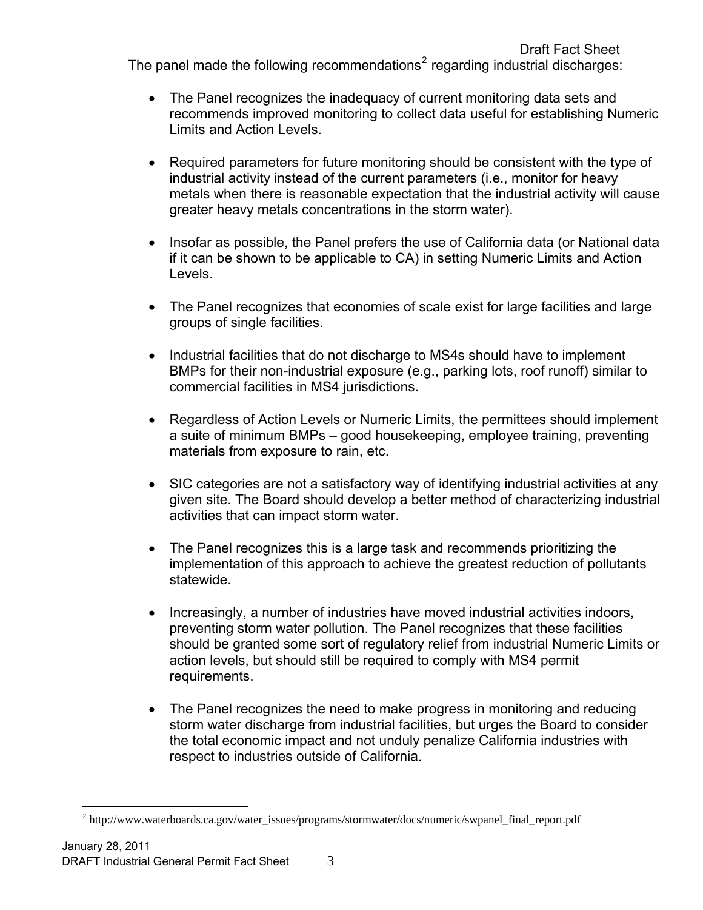The panel made the following recommendations[2] regarding industrial discharges:

- The Panel recognizes the inadequacy of current monitoring data sets and recommends improved monitoring to collect data useful for establishing Numeric Limits and Action Levels.

- Required parameters for future monitoring should be consistent with the type of industrial activity instead of the current parameters (i.e., monitor for heavy metals when there is reasonable expectation that the industrial activity will cause greater heavy metals concentrations in the storm water).

- Insofar as possible, the Panel prefers the use of California data (or National data if it can be shown to be applicable to CA) in setting Numeric Limits and Action Levels.

- The Panel recognizes that economies of scale exist for large facilities and large groups of single facilities.

- Industrial facilities that do not discharge to MS4s should have to implement BMPs for their non-industrial exposure (e.g., parking lots, roof runoff) similar to commercial facilities in MS4 jurisdictions.

- Regardless of Action Levels or Numeric Limits, the permittees should implement a suite of minimum BMPs – good housekeeping, employee training, preventing materials from exposure to rain, etc.

- SIC categories are not a satisfactory way of identifying industrial activities at any given site. The Board should develop a better method of characterizing industrial activities that can impact storm water.

- The Panel recognizes this is a large task and recommends prioritizing the implementation of this approach to achieve the greatest reduction of pollutants statewide.

- Increasingly, a number of industries have moved industrial activities indoors, preventing storm water pollution. The Panel recognizes that these facilities should be granted some sort of regulatory relief from industrial Numeric Limits or action levels, but should still be required to comply with MS4 permit requirements.

- The Panel recognizes the need to make progress in monitoring and reducing storm water discharge from industrial facilities, but urges the Board to consider the total economic impact and not unduly penalize California industries with respect to industries outside of California.

---

[2] http://www.waterboards.ca.gov/water_issues/programs/stormwater/docs/numeric/swpanel_final_report.pdf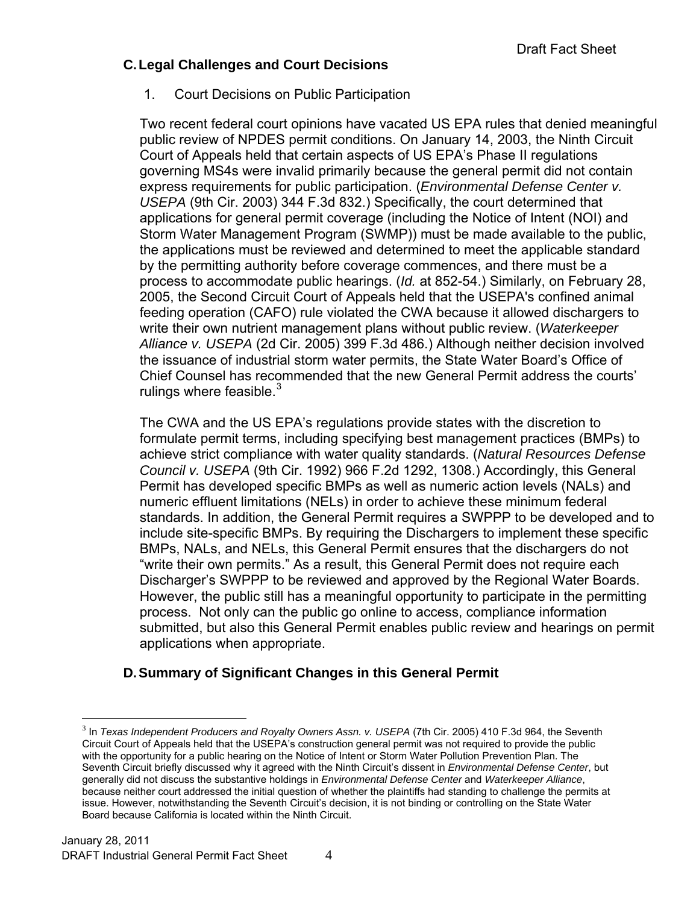## C. Legal Challenges and Court Decisions

1. Court Decisions on Public Participation

Two recent federal court opinions have vacated US EPA rules that denied meaningful public review of NPDES permit conditions. On January 14, 2003, the Ninth Circuit Court of Appeals held that certain aspects of US EPA's Phase II regulations governing MS4s were invalid primarily because the general permit did not contain express requirements for public participation. (*Environmental Defense Center v. USEPA* (9th Cir. 2003) 344 F.3d 832.) Specifically, the court determined that applications for general permit coverage (including the Notice of Intent (NOI) and Storm Water Management Program (SWMP)) must be made available to the public, the applications must be reviewed and determined to meet the applicable standard by the permitting authority before coverage commences, and there must be a process to accommodate public hearings. (*Id.* at 852-54.) Similarly, on February 28, 2005, the Second Circuit Court of Appeals held that the USEPA's confined animal feeding operation (CAFO) rule violated the CWA because it allowed dischargers to write their own nutrient management plans without public review. (*Waterkeeper Alliance v. USEPA* (2d Cir. 2005) 399 F.3d 486.) Although neither decision involved the issuance of industrial storm water permits, the State Water Board's Office of Chief Counsel has recommended that the new General Permit address the courts' rulings where feasible.[3]

The CWA and the US EPA's regulations provide states with the discretion to formulate permit terms, including specifying best management practices (BMPs) to achieve strict compliance with water quality standards. (*Natural Resources Defense Council v. USEPA* (9th Cir. 1992) 966 F.2d 1292, 1308.) Accordingly, this General Permit has developed specific BMPs as well as numeric action levels (NALs) and numeric effluent limitations (NELs) in order to achieve these minimum federal standards. In addition, the General Permit requires a SWPPP to be developed and to include site-specific BMPs. By requiring the Dischargers to implement these specific BMPs, NALs, and NELs, this General Permit ensures that the dischargers do not "write their own permits." As a result, this General Permit does not require each Discharger's SWPPP to be reviewed and approved by the Regional Water Boards. However, the public still has a meaningful opportunity to participate in the permitting process. Not only can the public go online to access, compliance information submitted, but also this General Permit enables public review and hearings on permit applications when appropriate.

## D. Summary of Significant Changes in this General Permit

[3] In *Texas Independent Producers and Royalty Owners Assn. v. USEPA* (7th Cir. 2005) 410 F.3d 964, the Seventh Circuit Court of Appeals held that the USEPA's construction general permit was not required to provide the public with the opportunity for a public hearing on the Notice of Intent or Storm Water Pollution Prevention Plan. The Seventh Circuit briefly discussed why it agreed with the Ninth Circuit's dissent in *Environmental Defense Center*, but generally did not discuss the substantive holdings in *Environmental Defense Center* and *Waterkeeper Alliance*, because neither court addressed the initial question of whether the plaintiffs had standing to challenge the permits at issue. However, notwithstanding the Seventh Circuit's decision, it is not binding or controlling on the State Water Board because California is located within the Ninth Circuit.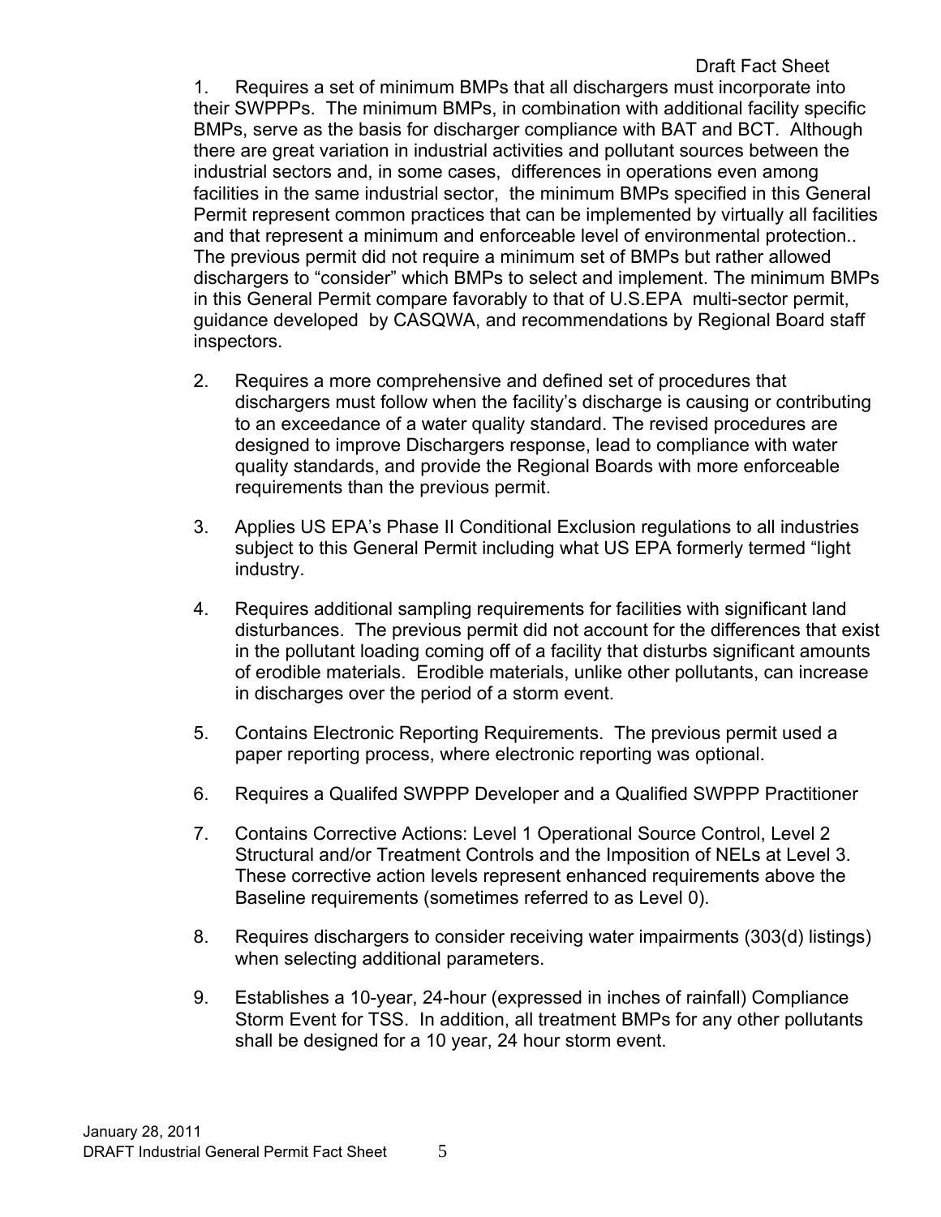1. Requires a set of minimum BMPs that all dischargers must incorporate into their SWPPPs. The minimum BMPs, in combination with additional facility specific BMPs, serve as the basis for discharger compliance with BAT and BCT. Although there are great variation in industrial activities and pollutant sources between the industrial sectors and, in some cases, differences in operations even among facilities in the same industrial sector, the minimum BMPs specified in this General Permit represent common practices that can be implemented by virtually all facilities and that represent a minimum and enforceable level of environmental protection.. The previous permit did not require a minimum set of BMPs but rather allowed dischargers to "consider" which BMPs to select and implement. The minimum BMPs in this General Permit compare favorably to that of U.S.EPA multi-sector permit, guidance developed by CASQWA, and recommendations by Regional Board staff inspectors.

2. Requires a more comprehensive and defined set of procedures that dischargers must follow when the facility's discharge is causing or contributing to an exceedance of a water quality standard. The revised procedures are designed to improve Dischargers response, lead to compliance with water quality standards, and provide the Regional Boards with more enforceable requirements than the previous permit.

3. Applies US EPA's Phase II Conditional Exclusion regulations to all industries subject to this General Permit including what US EPA formerly termed "light industry.

4. Requires additional sampling requirements for facilities with significant land disturbances. The previous permit did not account for the differences that exist in the pollutant loading coming off of a facility that disturbs significant amounts of erodible materials. Erodible materials, unlike other pollutants, can increase in discharges over the period of a storm event.

5. Contains Electronic Reporting Requirements. The previous permit used a paper reporting process, where electronic reporting was optional.

6. Requires a Qualifed SWPPP Developer and a Qualified SWPPP Practitioner

7. Contains Corrective Actions: Level 1 Operational Source Control, Level 2 Structural and/or Treatment Controls and the Imposition of NELs at Level 3. These corrective action levels represent enhanced requirements above the Baseline requirements (sometimes referred to as Level 0).

8. Requires dischargers to consider receiving water impairments (303(d) listings) when selecting additional parameters.

9. Establishes a 10-year, 24-hour (expressed in inches of rainfall) Compliance Storm Event for TSS. In addition, all treatment BMPs for any other pollutants shall be designed for a 10 year, 24 hour storm event.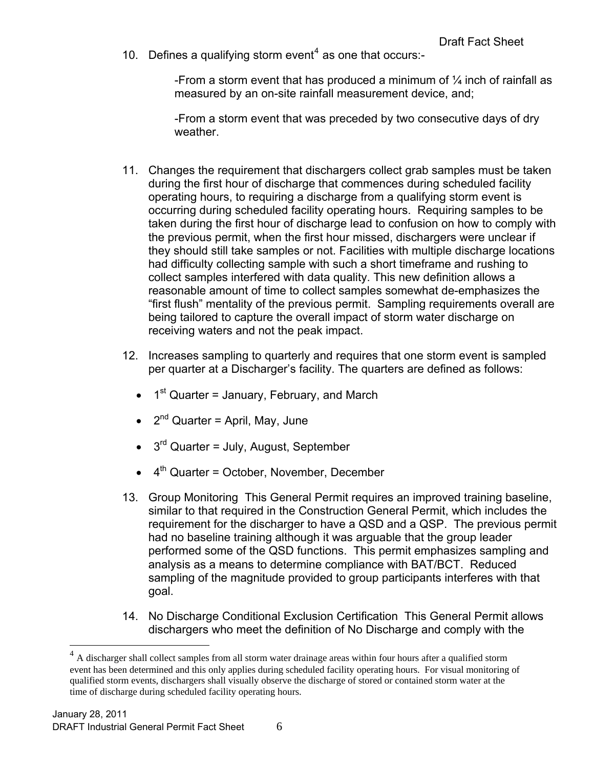10. Defines a qualifying storm event[4] as one that occurs:-

    -From a storm event that has produced a minimum of ¼ inch of rainfall as measured by an on-site rainfall measurement device, and;

    -From a storm event that was preceded by two consecutive days of dry weather.

11. Changes the requirement that dischargers collect grab samples must be taken during the first hour of discharge that commences during scheduled facility operating hours, to requiring a discharge from a qualifying storm event is occurring during scheduled facility operating hours. Requiring samples to be taken during the first hour of discharge lead to confusion on how to comply with the previous permit, when the first hour missed, dischargers were unclear if they should still take samples or not. Facilities with multiple discharge locations had difficulty collecting sample with such a short timeframe and rushing to collect samples interfered with data quality. This new definition allows a reasonable amount of time to collect samples somewhat de-emphasizes the "first flush" mentality of the previous permit. Sampling requirements overall are being tailored to capture the overall impact of storm water discharge on receiving waters and not the peak impact.

12. Increases sampling to quarterly and requires that one storm event is sampled per quarter at a Discharger's facility. The quarters are defined as follows:

    - 1st Quarter = January, February, and March
    - 2nd Quarter = April, May, June
    - 3rd Quarter = July, August, September
    - 4th Quarter = October, November, December

13. Group Monitoring This General Permit requires an improved training baseline, similar to that required in the Construction General Permit, which includes the requirement for the discharger to have a QSD and a QSP. The previous permit had no baseline training although it was arguable that the group leader performed some of the QSD functions. This permit emphasizes sampling and analysis as a means to determine compliance with BAT/BCT. Reduced sampling of the magnitude provided to group participants interferes with that goal.

14. No Discharge Conditional Exclusion Certification This General Permit allows dischargers who meet the definition of No Discharge and comply with the

---

[4] A discharger shall collect samples from all storm water drainage areas within four hours after a qualified storm event has been determined and this only applies during scheduled facility operating hours. For visual monitoring of qualified storm events, dischargers shall visually observe the discharge of stored or contained storm water at the time of discharge during scheduled facility operating hours.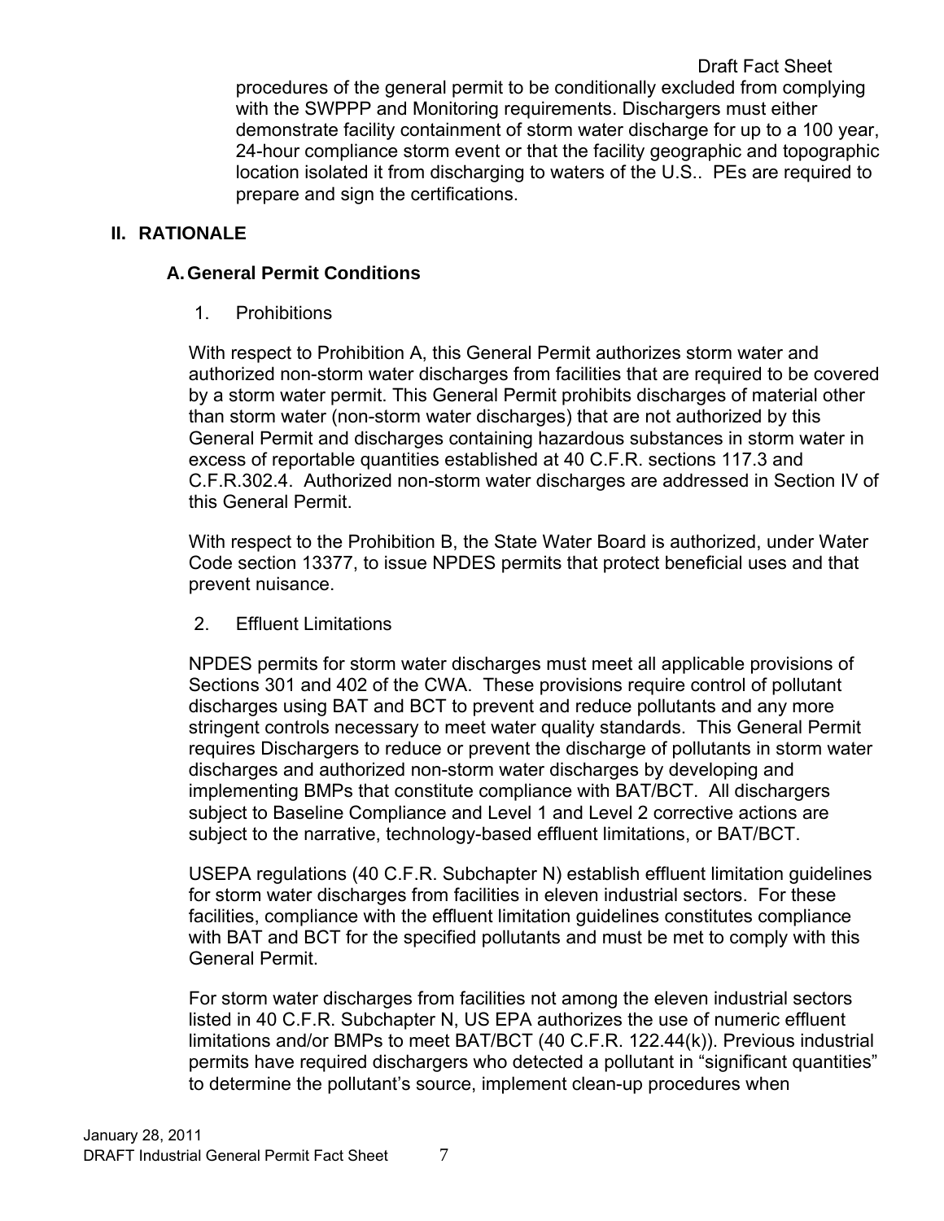procedures of the general permit to be conditionally excluded from complying with the SWPPP and Monitoring requirements. Dischargers must either demonstrate facility containment of storm water discharge for up to a 100 year, 24-hour compliance storm event or that the facility geographic and topographic location isolated it from discharging to waters of the U.S.. PEs are required to prepare and sign the certifications.

## II. RATIONALE

### A. General Permit Conditions

1. Prohibitions

With respect to Prohibition A, this General Permit authorizes storm water and authorized non-storm water discharges from facilities that are required to be covered by a storm water permit. This General Permit prohibits discharges of material other than storm water (non-storm water discharges) that are not authorized by this General Permit and discharges containing hazardous substances in storm water in excess of reportable quantities established at 40 C.F.R. sections 117.3 and C.F.R.302.4. Authorized non-storm water discharges are addressed in Section IV of this General Permit.

With respect to the Prohibition B, the State Water Board is authorized, under Water Code section 13377, to issue NPDES permits that protect beneficial uses and that prevent nuisance.

2. Effluent Limitations

NPDES permits for storm water discharges must meet all applicable provisions of Sections 301 and 402 of the CWA. These provisions require control of pollutant discharges using BAT and BCT to prevent and reduce pollutants and any more stringent controls necessary to meet water quality standards. This General Permit requires Dischargers to reduce or prevent the discharge of pollutants in storm water discharges and authorized non-storm water discharges by developing and implementing BMPs that constitute compliance with BAT/BCT. All dischargers subject to Baseline Compliance and Level 1 and Level 2 corrective actions are subject to the narrative, technology-based effluent limitations, or BAT/BCT.

USEPA regulations (40 C.F.R. Subchapter N) establish effluent limitation guidelines for storm water discharges from facilities in eleven industrial sectors. For these facilities, compliance with the effluent limitation guidelines constitutes compliance with BAT and BCT for the specified pollutants and must be met to comply with this General Permit.

For storm water discharges from facilities not among the eleven industrial sectors listed in 40 C.F.R. Subchapter N, US EPA authorizes the use of numeric effluent limitations and/or BMPs to meet BAT/BCT (40 C.F.R. 122.44(k)). Previous industrial permits have required dischargers who detected a pollutant in "significant quantities" to determine the pollutant's source, implement clean-up procedures when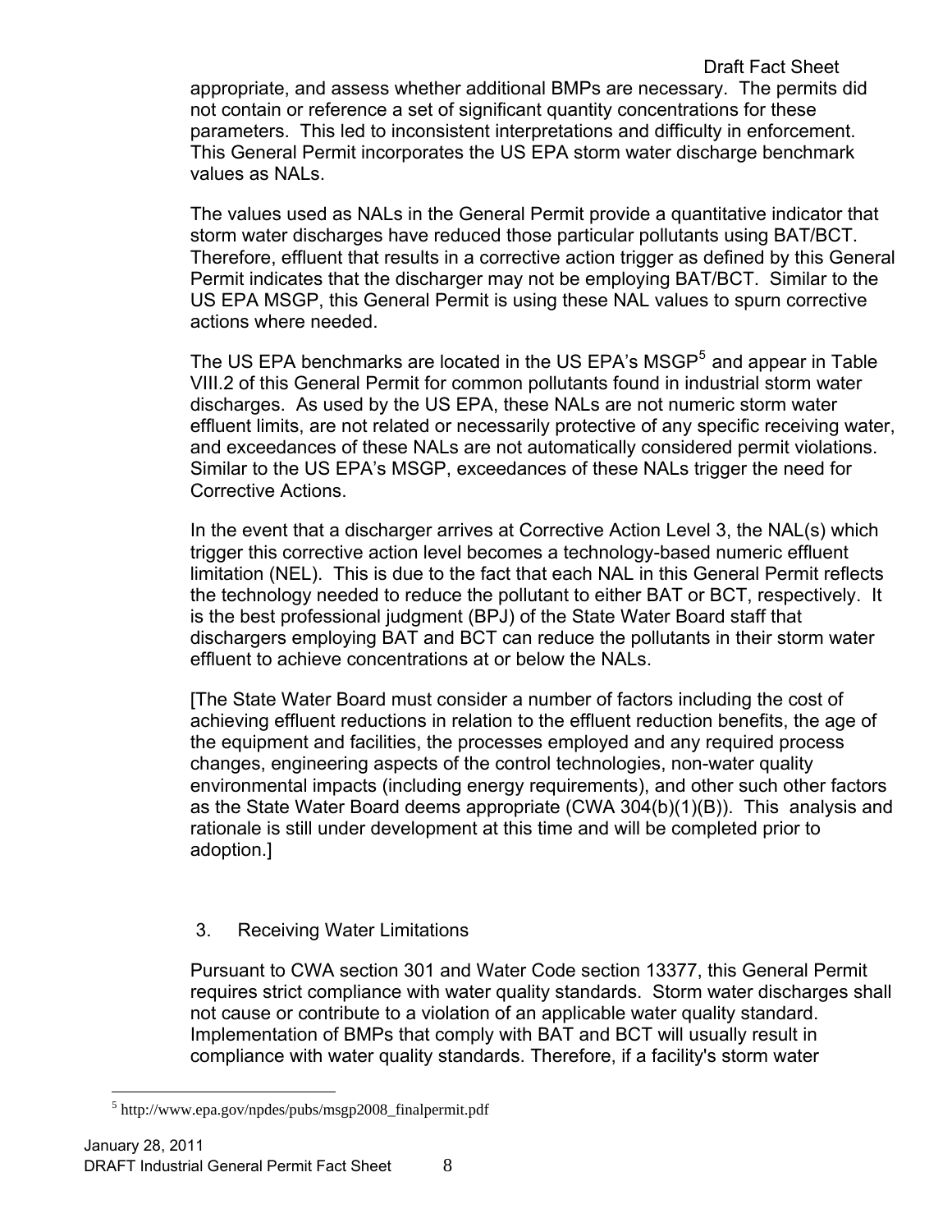appropriate, and assess whether additional BMPs are necessary. The permits did not contain or reference a set of significant quantity concentrations for these parameters. This led to inconsistent interpretations and difficulty in enforcement. This General Permit incorporates the US EPA storm water discharge benchmark values as NALs.

The values used as NALs in the General Permit provide a quantitative indicator that storm water discharges have reduced those particular pollutants using BAT/BCT. Therefore, effluent that results in a corrective action trigger as defined by this General Permit indicates that the discharger may not be employing BAT/BCT. Similar to the US EPA MSGP, this General Permit is using these NAL values to spurn corrective actions where needed.

The US EPA benchmarks are located in the US EPA's MSGP[5] and appear in Table VIII.2 of this General Permit for common pollutants found in industrial storm water discharges. As used by the US EPA, these NALs are not numeric storm water effluent limits, are not related or necessarily protective of any specific receiving water, and exceedances of these NALs are not automatically considered permit violations. Similar to the US EPA's MSGP, exceedances of these NALs trigger the need for Corrective Actions.

In the event that a discharger arrives at Corrective Action Level 3, the NAL(s) which trigger this corrective action level becomes a technology-based numeric effluent limitation (NEL). This is due to the fact that each NAL in this General Permit reflects the technology needed to reduce the pollutant to either BAT or BCT, respectively. It is the best professional judgment (BPJ) of the State Water Board staff that dischargers employing BAT and BCT can reduce the pollutants in their storm water effluent to achieve concentrations at or below the NALs.

[The State Water Board must consider a number of factors including the cost of achieving effluent reductions in relation to the effluent reduction benefits, the age of the equipment and facilities, the processes employed and any required process changes, engineering aspects of the control technologies, non-water quality environmental impacts (including energy requirements), and other such other factors as the State Water Board deems appropriate (CWA 304(b)(1)(B)). This analysis and rationale is still under development at this time and will be completed prior to adoption.]

3. Receiving Water Limitations

Pursuant to CWA section 301 and Water Code section 13377, this General Permit requires strict compliance with water quality standards. Storm water discharges shall not cause or contribute to a violation of an applicable water quality standard. Implementation of BMPs that comply with BAT and BCT will usually result in compliance with water quality standards. Therefore, if a facility's storm water

[5] http://www.epa.gov/npdes/pubs/msgp2008_finalpermit.pdf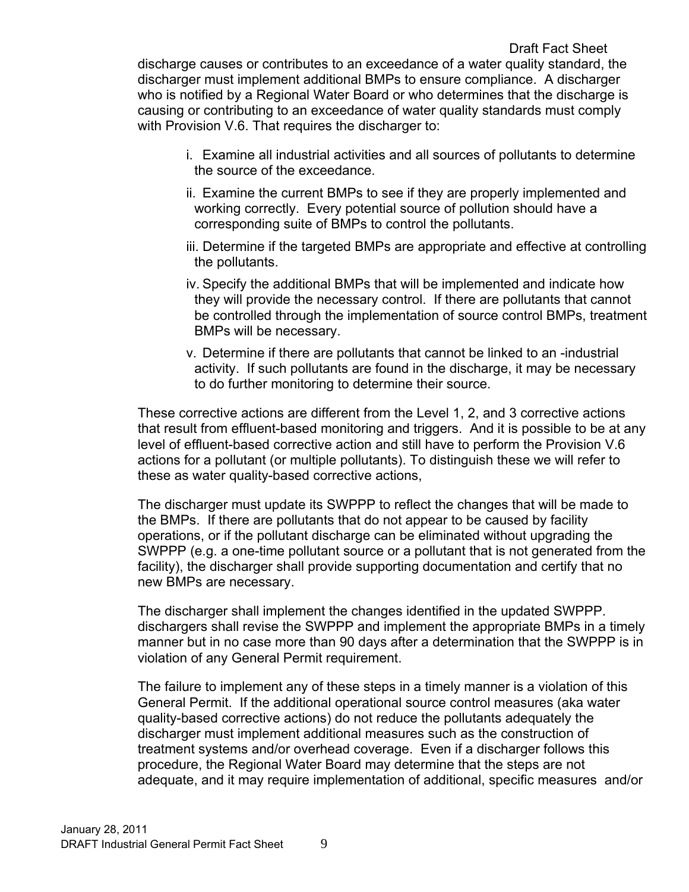discharge causes or contributes to an exceedance of a water quality standard, the discharger must implement additional BMPs to ensure compliance. A discharger who is notified by a Regional Water Board or who determines that the discharge is causing or contributing to an exceedance of water quality standards must comply with Provision V.6. That requires the discharger to:

i. Examine all industrial activities and all sources of pollutants to determine the source of the exceedance.

ii. Examine the current BMPs to see if they are properly implemented and working correctly. Every potential source of pollution should have a corresponding suite of BMPs to control the pollutants.

iii. Determine if the targeted BMPs are appropriate and effective at controlling the pollutants.

iv. Specify the additional BMPs that will be implemented and indicate how they will provide the necessary control. If there are pollutants that cannot be controlled through the implementation of source control BMPs, treatment BMPs will be necessary.

v. Determine if there are pollutants that cannot be linked to an -industrial activity. If such pollutants are found in the discharge, it may be necessary to do further monitoring to determine their source.

These corrective actions are different from the Level 1, 2, and 3 corrective actions that result from effluent-based monitoring and triggers. And it is possible to be at any level of effluent-based corrective action and still have to perform the Provision V.6 actions for a pollutant (or multiple pollutants). To distinguish these we will refer to these as water quality-based corrective actions,

The discharger must update its SWPPP to reflect the changes that will be made to the BMPs. If there are pollutants that do not appear to be caused by facility operations, or if the pollutant discharge can be eliminated without upgrading the SWPPP (e.g. a one-time pollutant source or a pollutant that is not generated from the facility), the discharger shall provide supporting documentation and certify that no new BMPs are necessary.

The discharger shall implement the changes identified in the updated SWPPP. dischargers shall revise the SWPPP and implement the appropriate BMPs in a timely manner but in no case more than 90 days after a determination that the SWPPP is in violation of any General Permit requirement.

The failure to implement any of these steps in a timely manner is a violation of this General Permit. If the additional operational source control measures (aka water quality-based corrective actions) do not reduce the pollutants adequately the discharger must implement additional measures such as the construction of treatment systems and/or overhead coverage. Even if a discharger follows this procedure, the Regional Water Board may determine that the steps are not adequate, and it may require implementation of additional, specific measures and/or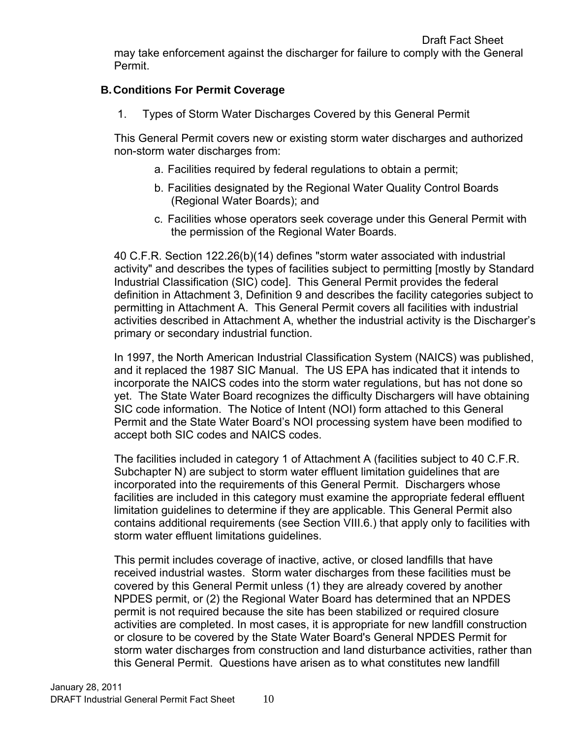may take enforcement against the discharger for failure to comply with the General Permit.

## B. Conditions For Permit Coverage

1. Types of Storm Water Discharges Covered by this General Permit

This General Permit covers new or existing storm water discharges and authorized non-storm water discharges from:

a. Facilities required by federal regulations to obtain a permit;

b. Facilities designated by the Regional Water Quality Control Boards (Regional Water Boards); and

c. Facilities whose operators seek coverage under this General Permit with the permission of the Regional Water Boards.

40 C.F.R. Section 122.26(b)(14) defines "storm water associated with industrial activity" and describes the types of facilities subject to permitting [mostly by Standard Industrial Classification (SIC) code]. This General Permit provides the federal definition in Attachment 3, Definition 9 and describes the facility categories subject to permitting in Attachment A. This General Permit covers all facilities with industrial activities described in Attachment A, whether the industrial activity is the Discharger's primary or secondary industrial function.

In 1997, the North American Industrial Classification System (NAICS) was published, and it replaced the 1987 SIC Manual. The US EPA has indicated that it intends to incorporate the NAICS codes into the storm water regulations, but has not done so yet. The State Water Board recognizes the difficulty Dischargers will have obtaining SIC code information. The Notice of Intent (NOI) form attached to this General Permit and the State Water Board's NOI processing system have been modified to accept both SIC codes and NAICS codes.

The facilities included in category 1 of Attachment A (facilities subject to 40 C.F.R. Subchapter N) are subject to storm water effluent limitation guidelines that are incorporated into the requirements of this General Permit. Dischargers whose facilities are included in this category must examine the appropriate federal effluent limitation guidelines to determine if they are applicable. This General Permit also contains additional requirements (see Section VIII.6.) that apply only to facilities with storm water effluent limitations guidelines.

This permit includes coverage of inactive, active, or closed landfills that have received industrial wastes. Storm water discharges from these facilities must be covered by this General Permit unless (1) they are already covered by another NPDES permit, or (2) the Regional Water Board has determined that an NPDES permit is not required because the site has been stabilized or required closure activities are completed. In most cases, it is appropriate for new landfill construction or closure to be covered by the State Water Board's General NPDES Permit for storm water discharges from construction and land disturbance activities, rather than this General Permit. Questions have arisen as to what constitutes new landfill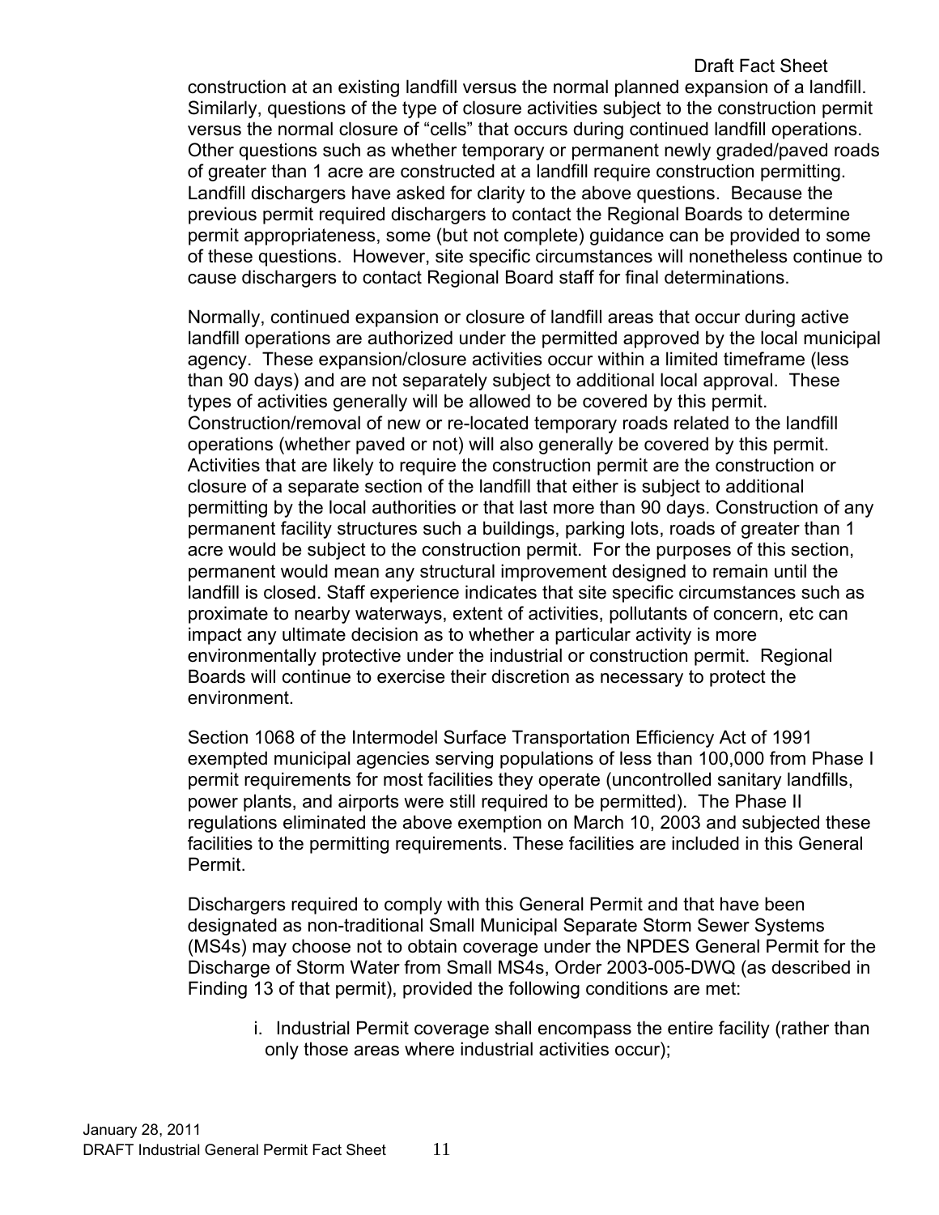construction at an existing landfill versus the normal planned expansion of a landfill. Similarly, questions of the type of closure activities subject to the construction permit versus the normal closure of "cells" that occurs during continued landfill operations. Other questions such as whether temporary or permanent newly graded/paved roads of greater than 1 acre are constructed at a landfill require construction permitting. Landfill dischargers have asked for clarity to the above questions. Because the previous permit required dischargers to contact the Regional Boards to determine permit appropriateness, some (but not complete) guidance can be provided to some of these questions. However, site specific circumstances will nonetheless continue to cause dischargers to contact Regional Board staff for final determinations.

Normally, continued expansion or closure of landfill areas that occur during active landfill operations are authorized under the permitted approved by the local municipal agency. These expansion/closure activities occur within a limited timeframe (less than 90 days) and are not separately subject to additional local approval. These types of activities generally will be allowed to be covered by this permit. Construction/removal of new or re-located temporary roads related to the landfill operations (whether paved or not) will also generally be covered by this permit. Activities that are likely to require the construction permit are the construction or closure of a separate section of the landfill that either is subject to additional permitting by the local authorities or that last more than 90 days. Construction of any permanent facility structures such a buildings, parking lots, roads of greater than 1 acre would be subject to the construction permit. For the purposes of this section, permanent would mean any structural improvement designed to remain until the landfill is closed. Staff experience indicates that site specific circumstances such as proximate to nearby waterways, extent of activities, pollutants of concern, etc can impact any ultimate decision as to whether a particular activity is more environmentally protective under the industrial or construction permit. Regional Boards will continue to exercise their discretion as necessary to protect the environment.

Section 1068 of the Intermodel Surface Transportation Efficiency Act of 1991 exempted municipal agencies serving populations of less than 100,000 from Phase I permit requirements for most facilities they operate (uncontrolled sanitary landfills, power plants, and airports were still required to be permitted). The Phase II regulations eliminated the above exemption on March 10, 2003 and subjected these facilities to the permitting requirements. These facilities are included in this General Permit.

Dischargers required to comply with this General Permit and that have been designated as non-traditional Small Municipal Separate Storm Sewer Systems (MS4s) may choose not to obtain coverage under the NPDES General Permit for the Discharge of Storm Water from Small MS4s, Order 2003-005-DWQ (as described in Finding 13 of that permit), provided the following conditions are met:

i. Industrial Permit coverage shall encompass the entire facility (rather than only those areas where industrial activities occur);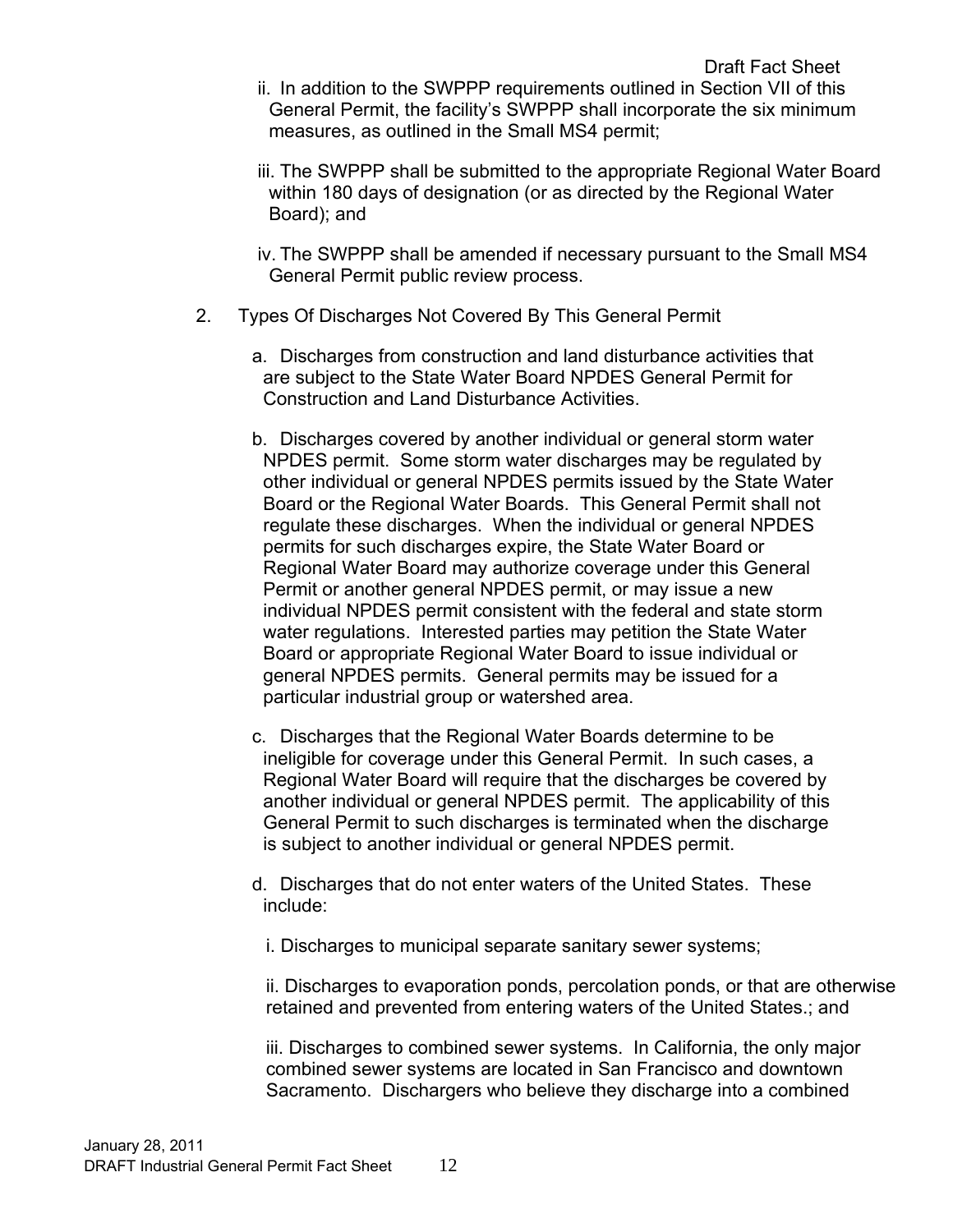ii. In addition to the SWPPP requirements outlined in Section VII of this General Permit, the facility's SWPPP shall incorporate the six minimum measures, as outlined in the Small MS4 permit;

iii. The SWPPP shall be submitted to the appropriate Regional Water Board within 180 days of designation (or as directed by the Regional Water Board); and

iv. The SWPPP shall be amended if necessary pursuant to the Small MS4 General Permit public review process.

2. Types Of Discharges Not Covered By This General Permit

   a. Discharges from construction and land disturbance activities that are subject to the State Water Board NPDES General Permit for Construction and Land Disturbance Activities.

   b. Discharges covered by another individual or general storm water NPDES permit. Some storm water discharges may be regulated by other individual or general NPDES permits issued by the State Water Board or the Regional Water Boards. This General Permit shall not regulate these discharges. When the individual or general NPDES permits for such discharges expire, the State Water Board or Regional Water Board may authorize coverage under this General Permit or another general NPDES permit, or may issue a new individual NPDES permit consistent with the federal and state storm water regulations. Interested parties may petition the State Water Board or appropriate Regional Water Board to issue individual or general NPDES permits. General permits may be issued for a particular industrial group or watershed area.

   c. Discharges that the Regional Water Boards determine to be ineligible for coverage under this General Permit. In such cases, a Regional Water Board will require that the discharges be covered by another individual or general NPDES permit. The applicability of this General Permit to such discharges is terminated when the discharge is subject to another individual or general NPDES permit.

   d. Discharges that do not enter waters of the United States. These include:

      i. Discharges to municipal separate sanitary sewer systems;

      ii. Discharges to evaporation ponds, percolation ponds, or that are otherwise retained and prevented from entering waters of the United States.; and

      iii. Discharges to combined sewer systems. In California, the only major combined sewer systems are located in San Francisco and downtown Sacramento. Dischargers who believe they discharge into a combined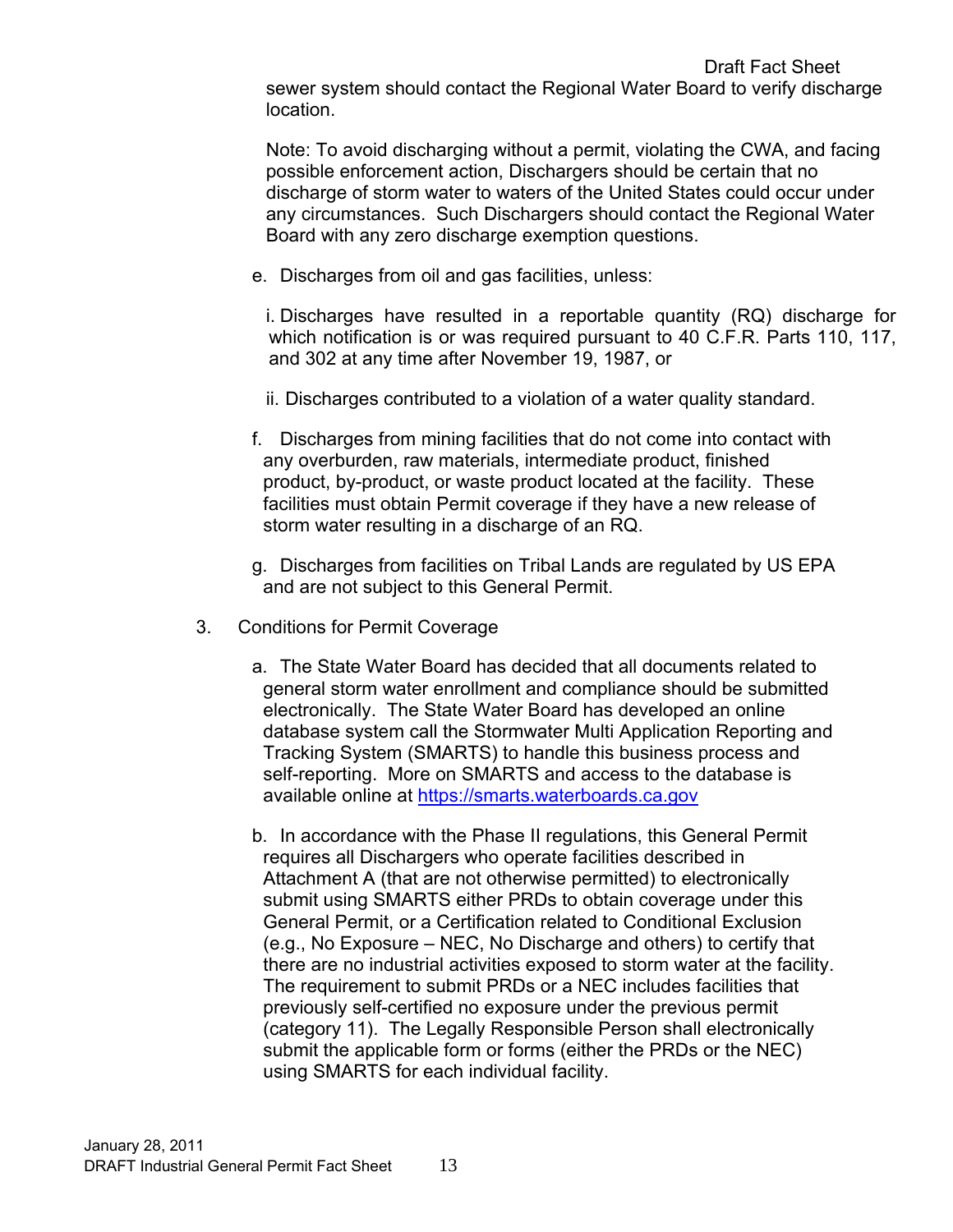sewer system should contact the Regional Water Board to verify discharge location.

Note: To avoid discharging without a permit, violating the CWA, and facing possible enforcement action, Dischargers should be certain that no discharge of storm water to waters of the United States could occur under any circumstances. Such Dischargers should contact the Regional Water Board with any zero discharge exemption questions.

e. Discharges from oil and gas facilities, unless:

   i. Discharges have resulted in a reportable quantity (RQ) discharge for which notification is or was required pursuant to 40 C.F.R. Parts 110, 117, and 302 at any time after November 19, 1987, or

   ii. Discharges contributed to a violation of a water quality standard.

f. Discharges from mining facilities that do not come into contact with any overburden, raw materials, intermediate product, finished product, by-product, or waste product located at the facility. These facilities must obtain Permit coverage if they have a new release of storm water resulting in a discharge of an RQ.

g. Discharges from facilities on Tribal Lands are regulated by US EPA and are not subject to this General Permit.

3. Conditions for Permit Coverage

   a. The State Water Board has decided that all documents related to general storm water enrollment and compliance should be submitted electronically. The State Water Board has developed an online database system call the Stormwater Multi Application Reporting and Tracking System (SMARTS) to handle this business process and self-reporting. More on SMARTS and access to the database is available online at https://smarts.waterboards.ca.gov

   b. In accordance with the Phase II regulations, this General Permit requires all Dischargers who operate facilities described in Attachment A (that are not otherwise permitted) to electronically submit using SMARTS either PRDs to obtain coverage under this General Permit, or a Certification related to Conditional Exclusion (e.g., No Exposure – NEC, No Discharge and others) to certify that there are no industrial activities exposed to storm water at the facility. The requirement to submit PRDs or a NEC includes facilities that previously self-certified no exposure under the previous permit (category 11). The Legally Responsible Person shall electronically submit the applicable form or forms (either the PRDs or the NEC) using SMARTS for each individual facility.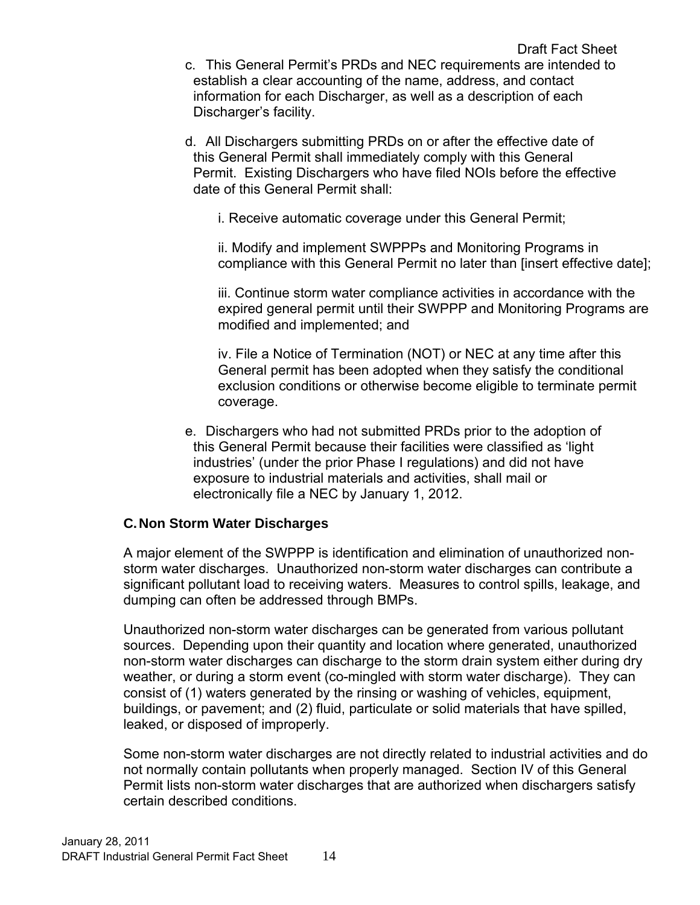c. This General Permit's PRDs and NEC requirements are intended to establish a clear accounting of the name, address, and contact information for each Discharger, as well as a description of each Discharger's facility.

d. All Dischargers submitting PRDs on or after the effective date of this General Permit shall immediately comply with this General Permit. Existing Dischargers who have filed NOIs before the effective date of this General Permit shall:

   i. Receive automatic coverage under this General Permit;

   ii. Modify and implement SWPPPs and Monitoring Programs in compliance with this General Permit no later than [insert effective date];

   iii. Continue storm water compliance activities in accordance with the expired general permit until their SWPPP and Monitoring Programs are modified and implemented; and

   iv. File a Notice of Termination (NOT) or NEC at any time after this General permit has been adopted when they satisfy the conditional exclusion conditions or otherwise become eligible to terminate permit coverage.

e. Dischargers who had not submitted PRDs prior to the adoption of this General Permit because their facilities were classified as 'light industries' (under the prior Phase I regulations) and did not have exposure to industrial materials and activities, shall mail or electronically file a NEC by January 1, 2012.

### C. Non Storm Water Discharges

A major element of the SWPPP is identification and elimination of unauthorized non-storm water discharges. Unauthorized non-storm water discharges can contribute a significant pollutant load to receiving waters. Measures to control spills, leakage, and dumping can often be addressed through BMPs.

Unauthorized non-storm water discharges can be generated from various pollutant sources. Depending upon their quantity and location where generated, unauthorized non-storm water discharges can discharge to the storm drain system either during dry weather, or during a storm event (co-mingled with storm water discharge). They can consist of (1) waters generated by the rinsing or washing of vehicles, equipment, buildings, or pavement; and (2) fluid, particulate or solid materials that have spilled, leaked, or disposed of improperly.

Some non-storm water discharges are not directly related to industrial activities and do not normally contain pollutants when properly managed. Section IV of this General Permit lists non-storm water discharges that are authorized when dischargers satisfy certain described conditions.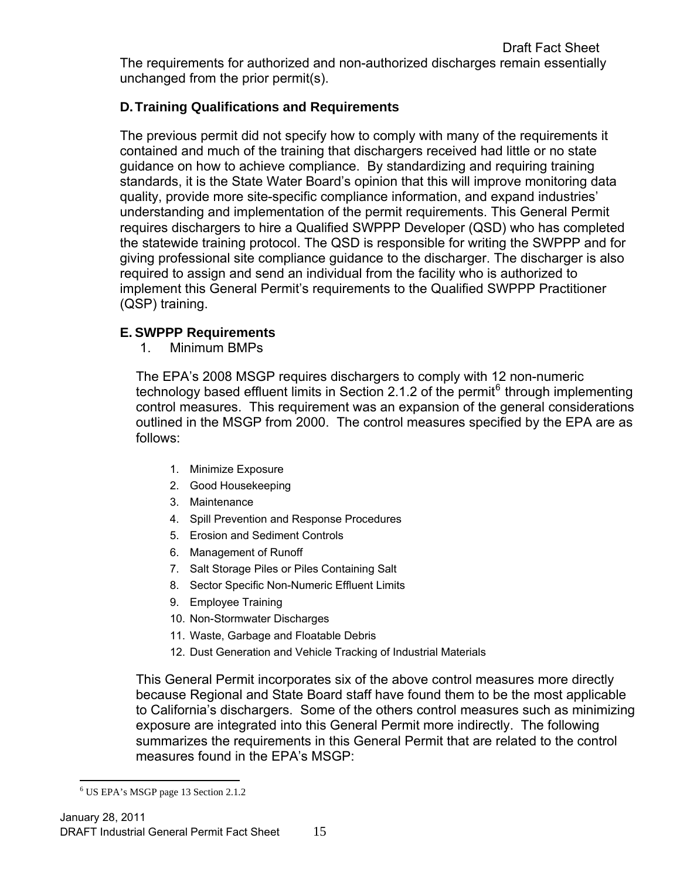The requirements for authorized and non-authorized discharges remain essentially unchanged from the prior permit(s).

### D. Training Qualifications and Requirements

The previous permit did not specify how to comply with many of the requirements it contained and much of the training that dischargers received had little or no state guidance on how to achieve compliance. By standardizing and requiring training standards, it is the State Water Board's opinion that this will improve monitoring data quality, provide more site-specific compliance information, and expand industries' understanding and implementation of the permit requirements. This General Permit requires dischargers to hire a Qualified SWPPP Developer (QSD) who has completed the statewide training protocol. The QSD is responsible for writing the SWPPP and for giving professional site compliance guidance to the discharger. The discharger is also required to assign and send an individual from the facility who is authorized to implement this General Permit's requirements to the Qualified SWPPP Practitioner (QSP) training.

### E. SWPPP Requirements

1. Minimum BMPs

The EPA's 2008 MSGP requires dischargers to comply with 12 non-numeric technology based effluent limits in Section 2.1.2 of the permit[6] through implementing control measures. This requirement was an expansion of the general considerations outlined in the MSGP from 2000. The control measures specified by the EPA are as follows:

1. Minimize Exposure
2. Good Housekeeping
3. Maintenance
4. Spill Prevention and Response Procedures
5. Erosion and Sediment Controls
6. Management of Runoff
7. Salt Storage Piles or Piles Containing Salt
8. Sector Specific Non-Numeric Effluent Limits
9. Employee Training
10. Non-Stormwater Discharges
11. Waste, Garbage and Floatable Debris
12. Dust Generation and Vehicle Tracking of Industrial Materials

This General Permit incorporates six of the above control measures more directly because Regional and State Board staff have found them to be the most applicable to California's dischargers. Some of the others control measures such as minimizing exposure are integrated into this General Permit more indirectly. The following summarizes the requirements in this General Permit that are related to the control measures found in the EPA's MSGP:

[6] US EPA's MSGP page 13 Section 2.1.2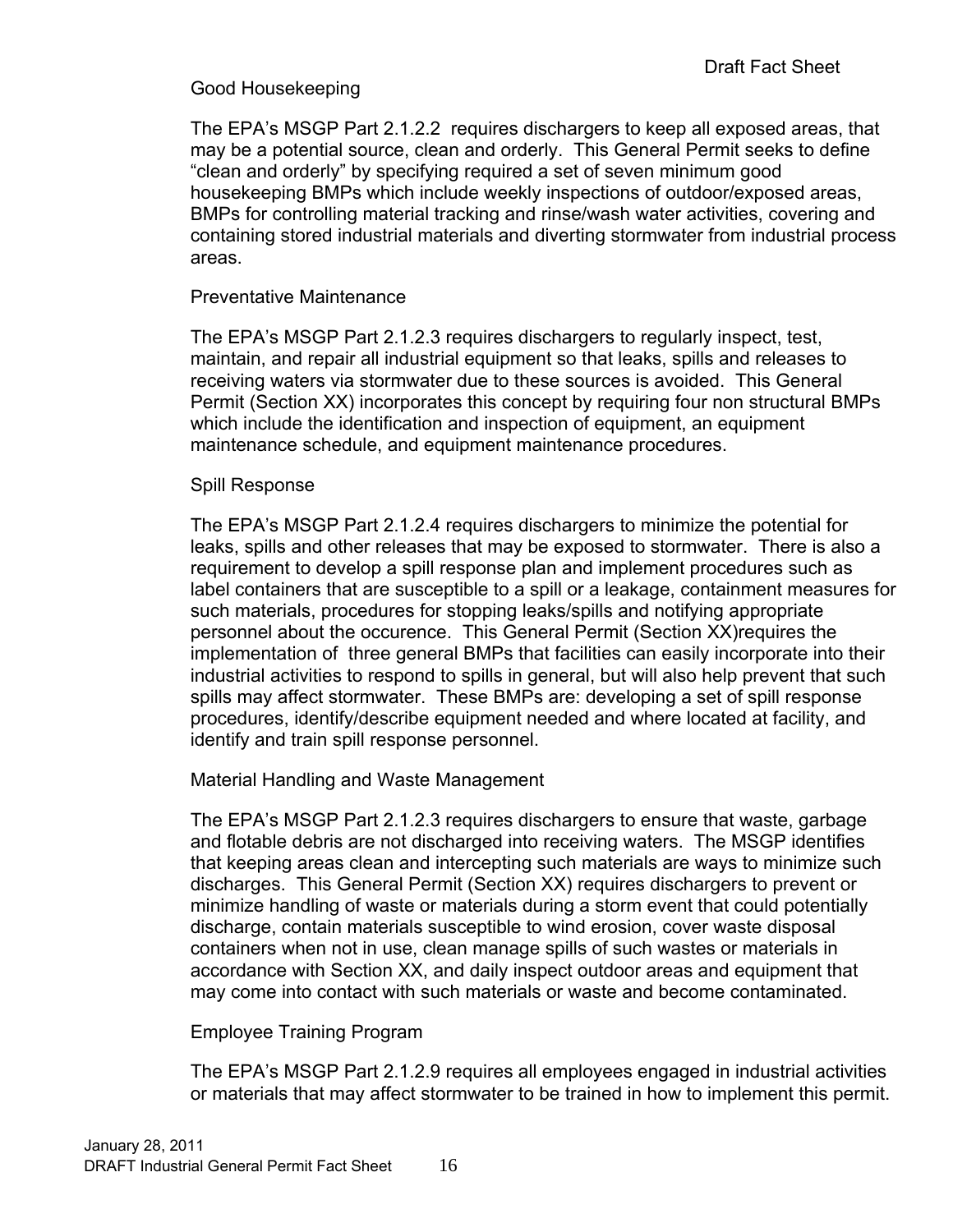### Good Housekeeping

The EPA's MSGP Part 2.1.2.2 requires dischargers to keep all exposed areas, that may be a potential source, clean and orderly. This General Permit seeks to define "clean and orderly" by specifying required a set of seven minimum good housekeeping BMPs which include weekly inspections of outdoor/exposed areas, BMPs for controlling material tracking and rinse/wash water activities, covering and containing stored industrial materials and diverting stormwater from industrial process areas.

### Preventative Maintenance

The EPA's MSGP Part 2.1.2.3 requires dischargers to regularly inspect, test, maintain, and repair all industrial equipment so that leaks, spills and releases to receiving waters via stormwater due to these sources is avoided. This General Permit (Section XX) incorporates this concept by requiring four non structural BMPs which include the identification and inspection of equipment, an equipment maintenance schedule, and equipment maintenance procedures.

### Spill Response

The EPA's MSGP Part 2.1.2.4 requires dischargers to minimize the potential for leaks, spills and other releases that may be exposed to stormwater. There is also a requirement to develop a spill response plan and implement procedures such as label containers that are susceptible to a spill or a leakage, containment measures for such materials, procedures for stopping leaks/spills and notifying appropriate personnel about the occurence. This General Permit (Section XX)requires the implementation of three general BMPs that facilities can easily incorporate into their industrial activities to respond to spills in general, but will also help prevent that such spills may affect stormwater. These BMPs are: developing a set of spill response procedures, identify/describe equipment needed and where located at facility, and identify and train spill response personnel.

### Material Handling and Waste Management

The EPA's MSGP Part 2.1.2.3 requires dischargers to ensure that waste, garbage and flotable debris are not discharged into receiving waters. The MSGP identifies that keeping areas clean and intercepting such materials are ways to minimize such discharges. This General Permit (Section XX) requires dischargers to prevent or minimize handling of waste or materials during a storm event that could potentially discharge, contain materials susceptible to wind erosion, cover waste disposal containers when not in use, clean manage spills of such wastes or materials in accordance with Section XX, and daily inspect outdoor areas and equipment that may come into contact with such materials or waste and become contaminated.

### Employee Training Program

The EPA's MSGP Part 2.1.2.9 requires all employees engaged in industrial activities or materials that may affect stormwater to be trained in how to implement this permit.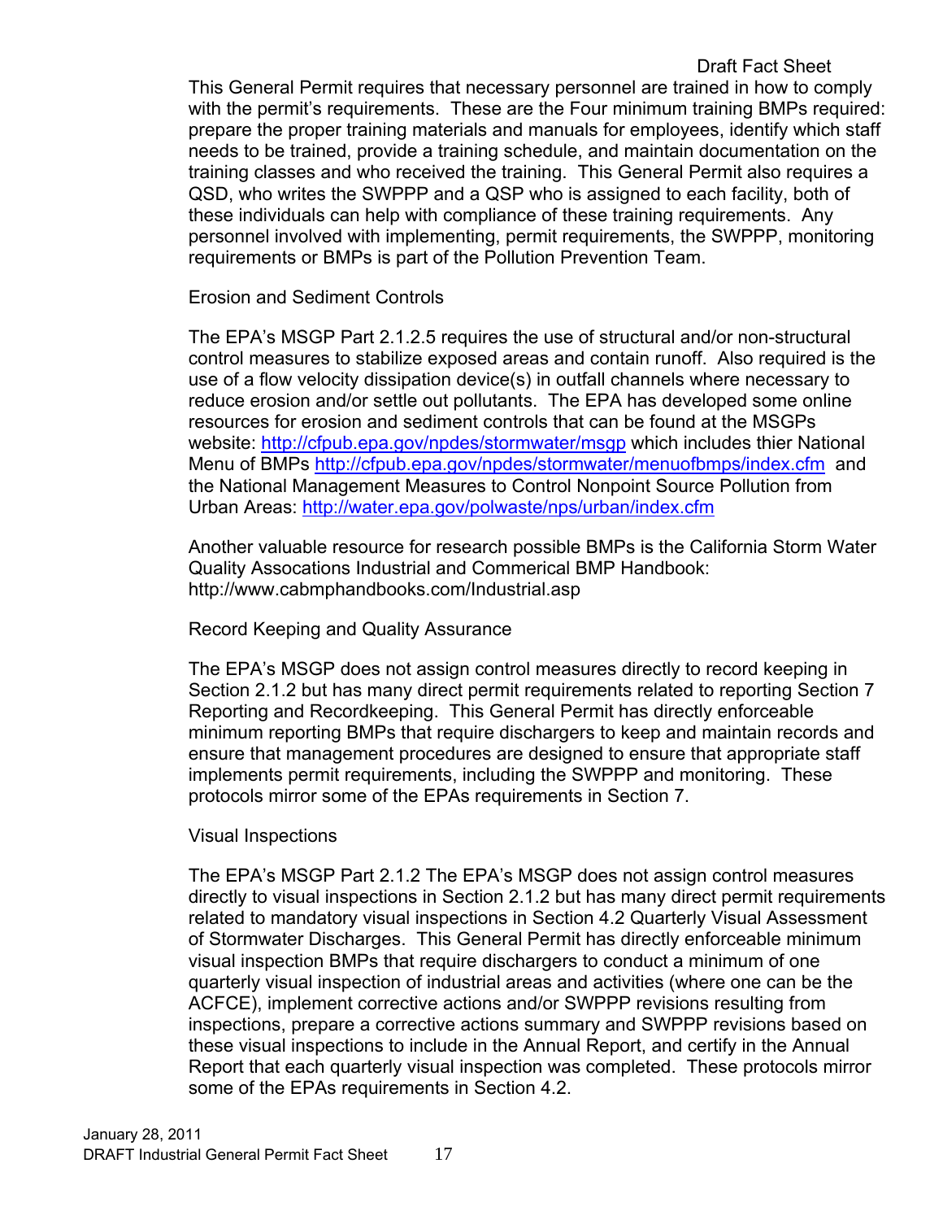This General Permit requires that necessary personnel are trained in how to comply with the permit's requirements. These are the Four minimum training BMPs required: prepare the proper training materials and manuals for employees, identify which staff needs to be trained, provide a training schedule, and maintain documentation on the training classes and who received the training. This General Permit also requires a QSD, who writes the SWPPP and a QSP who is assigned to each facility, both of these individuals can help with compliance of these training requirements. Any personnel involved with implementing, permit requirements, the SWPPP, monitoring requirements or BMPs is part of the Pollution Prevention Team.

Erosion and Sediment Controls

The EPA's MSGP Part 2.1.2.5 requires the use of structural and/or non-structural control measures to stabilize exposed areas and contain runoff. Also required is the use of a flow velocity dissipation device(s) in outfall channels where necessary to reduce erosion and/or settle out pollutants. The EPA has developed some online resources for erosion and sediment controls that can be found at the MSGPs website: http://cfpub.epa.gov/npdes/stormwater/msgp which includes thier National Menu of BMPs http://cfpub.epa.gov/npdes/stormwater/menuofbmps/index.cfm and the National Management Measures to Control Nonpoint Source Pollution from Urban Areas: http://water.epa.gov/polwaste/nps/urban/index.cfm

Another valuable resource for research possible BMPs is the California Storm Water Quality Assocations Industrial and Commerical BMP Handbook: http://www.cabmphandbooks.com/Industrial.asp

Record Keeping and Quality Assurance

The EPA's MSGP does not assign control measures directly to record keeping in Section 2.1.2 but has many direct permit requirements related to reporting Section 7 Reporting and Recordkeeping. This General Permit has directly enforceable minimum reporting BMPs that require dischargers to keep and maintain records and ensure that management procedures are designed to ensure that appropriate staff implements permit requirements, including the SWPPP and monitoring. These protocols mirror some of the EPAs requirements in Section 7.

Visual Inspections

The EPA's MSGP Part 2.1.2 The EPA's MSGP does not assign control measures directly to visual inspections in Section 2.1.2 but has many direct permit requirements related to mandatory visual inspections in Section 4.2 Quarterly Visual Assessment of Stormwater Discharges. This General Permit has directly enforceable minimum visual inspection BMPs that require dischargers to conduct a minimum of one quarterly visual inspection of industrial areas and activities (where one can be the ACFCE), implement corrective actions and/or SWPPP revisions resulting from inspections, prepare a corrective actions summary and SWPPP revisions based on these visual inspections to include in the Annual Report, and certify in the Annual Report that each quarterly visual inspection was completed. These protocols mirror some of the EPAs requirements in Section 4.2.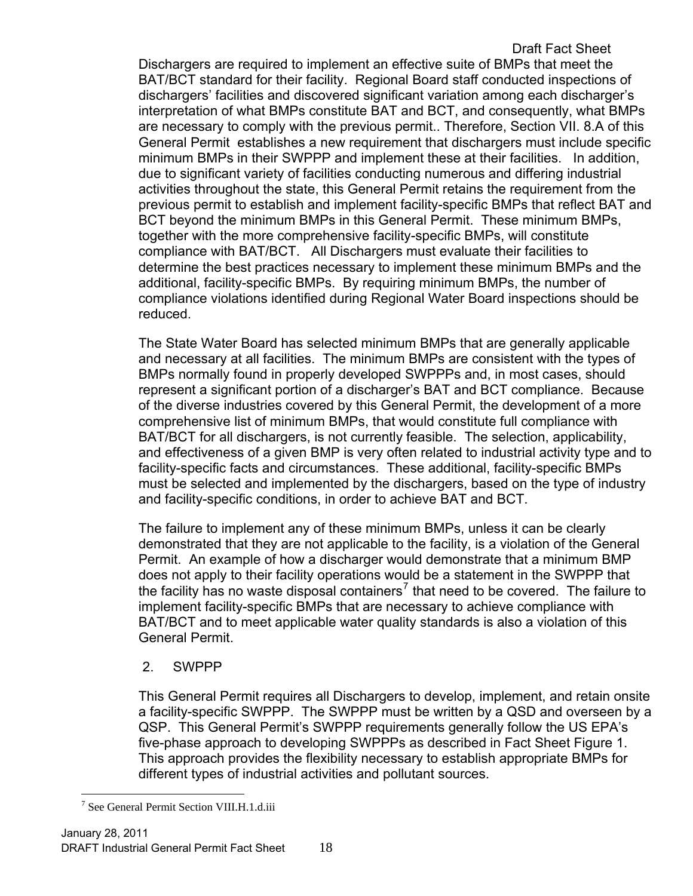Dischargers are required to implement an effective suite of BMPs that meet the BAT/BCT standard for their facility. Regional Board staff conducted inspections of dischargers' facilities and discovered significant variation among each discharger's interpretation of what BMPs constitute BAT and BCT, and consequently, what BMPs are necessary to comply with the previous permit.. Therefore, Section VII. 8.A of this General Permit establishes a new requirement that dischargers must include specific minimum BMPs in their SWPPP and implement these at their facilities. In addition, due to significant variety of facilities conducting numerous and differing industrial activities throughout the state, this General Permit retains the requirement from the previous permit to establish and implement facility-specific BMPs that reflect BAT and BCT beyond the minimum BMPs in this General Permit. These minimum BMPs, together with the more comprehensive facility-specific BMPs, will constitute compliance with BAT/BCT. All Dischargers must evaluate their facilities to determine the best practices necessary to implement these minimum BMPs and the additional, facility-specific BMPs. By requiring minimum BMPs, the number of compliance violations identified during Regional Water Board inspections should be reduced.

The State Water Board has selected minimum BMPs that are generally applicable and necessary at all facilities. The minimum BMPs are consistent with the types of BMPs normally found in properly developed SWPPPs and, in most cases, should represent a significant portion of a discharger's BAT and BCT compliance. Because of the diverse industries covered by this General Permit, the development of a more comprehensive list of minimum BMPs, that would constitute full compliance with BAT/BCT for all dischargers, is not currently feasible. The selection, applicability, and effectiveness of a given BMP is very often related to industrial activity type and to facility-specific facts and circumstances. These additional, facility-specific BMPs must be selected and implemented by the dischargers, based on the type of industry and facility-specific conditions, in order to achieve BAT and BCT.

The failure to implement any of these minimum BMPs, unless it can be clearly demonstrated that they are not applicable to the facility, is a violation of the General Permit. An example of how a discharger would demonstrate that a minimum BMP does not apply to their facility operations would be a statement in the SWPPP that the facility has no waste disposal containers[7] that need to be covered. The failure to implement facility-specific BMPs that are necessary to achieve compliance with BAT/BCT and to meet applicable water quality standards is also a violation of this General Permit.

2. SWPPP

This General Permit requires all Dischargers to develop, implement, and retain onsite a facility-specific SWPPP. The SWPPP must be written by a QSD and overseen by a QSP. This General Permit's SWPPP requirements generally follow the US EPA's five-phase approach to developing SWPPPs as described in Fact Sheet Figure 1. This approach provides the flexibility necessary to establish appropriate BMPs for different types of industrial activities and pollutant sources.

[7] See General Permit Section VIII.H.1.d.iii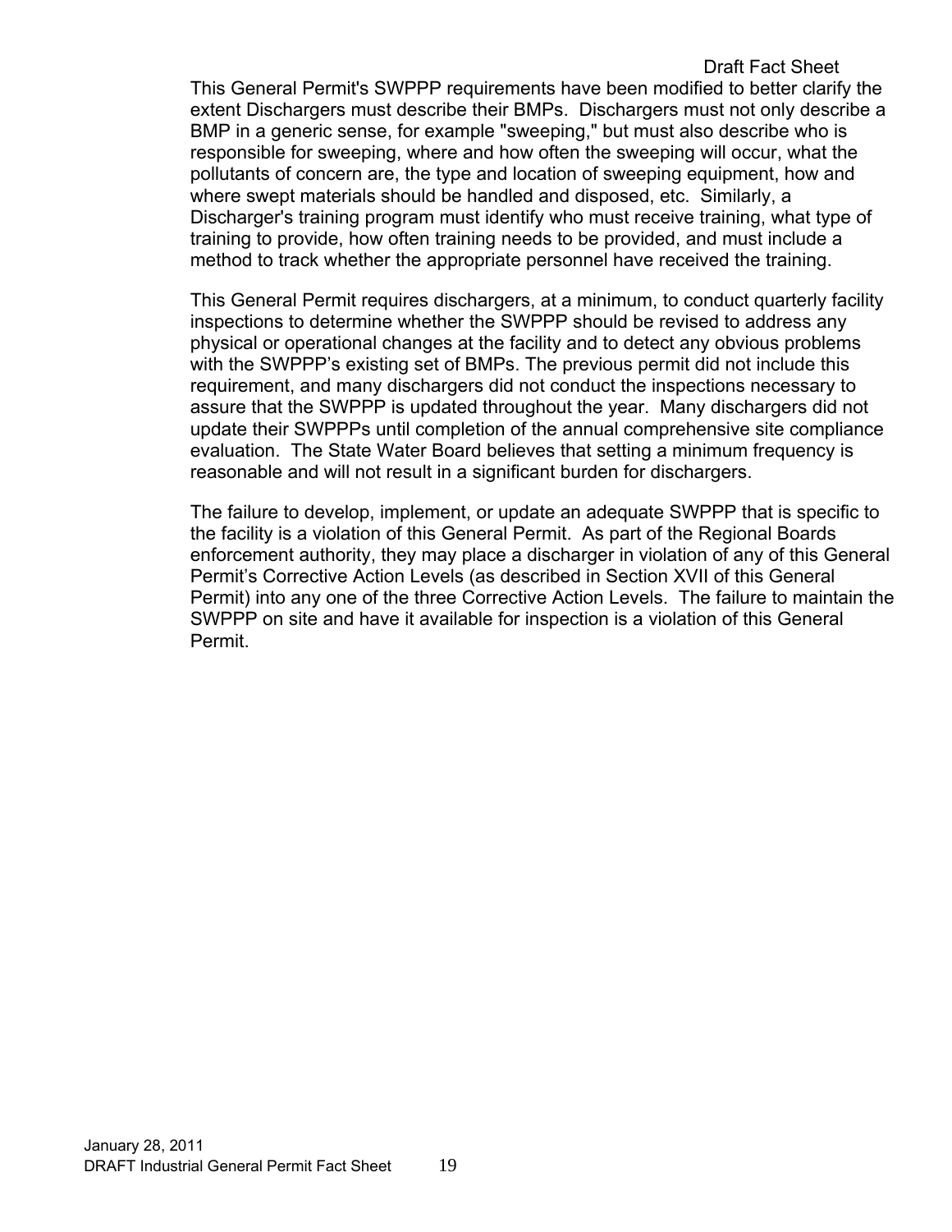This General Permit's SWPPP requirements have been modified to better clarify the extent Dischargers must describe their BMPs. Dischargers must not only describe a BMP in a generic sense, for example "sweeping," but must also describe who is responsible for sweeping, where and how often the sweeping will occur, what the pollutants of concern are, the type and location of sweeping equipment, how and where swept materials should be handled and disposed, etc. Similarly, a Discharger's training program must identify who must receive training, what type of training to provide, how often training needs to be provided, and must include a method to track whether the appropriate personnel have received the training.

This General Permit requires dischargers, at a minimum, to conduct quarterly facility inspections to determine whether the SWPPP should be revised to address any physical or operational changes at the facility and to detect any obvious problems with the SWPPP's existing set of BMPs. The previous permit did not include this requirement, and many dischargers did not conduct the inspections necessary to assure that the SWPPP is updated throughout the year. Many dischargers did not update their SWPPPs until completion of the annual comprehensive site compliance evaluation. The State Water Board believes that setting a minimum frequency is reasonable and will not result in a significant burden for dischargers.

The failure to develop, implement, or update an adequate SWPPP that is specific to the facility is a violation of this General Permit. As part of the Regional Boards enforcement authority, they may place a discharger in violation of any of this General Permit's Corrective Action Levels (as described in Section XVII of this General Permit) into any one of the three Corrective Action Levels. The failure to maintain the SWPPP on site and have it available for inspection is a violation of this General Permit.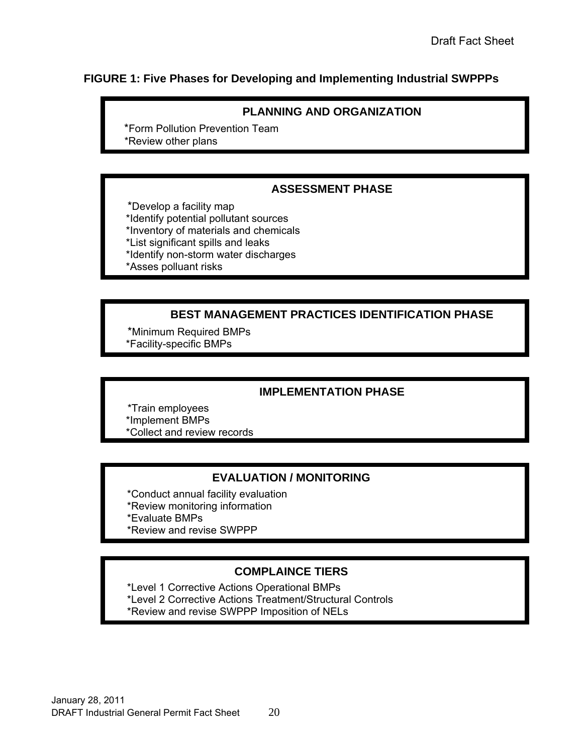**FIGURE 1: Five Phases for Developing and Implementing Industrial SWPPPs**

**PLANNING AND ORGANIZATION**

*Form Pollution Prevention Team
*Review other plans

**ASSESSMENT PHASE**

*Develop a facility map
*Identify potential pollutant sources
*Inventory of materials and chemicals
*List significant spills and leaks
*Identify non-storm water discharges
*Asses polluant risks

**BEST MANAGEMENT PRACTICES IDENTIFICATION PHASE**

*Minimum Required BMPs
*Facility-specific BMPs

**IMPLEMENTATION PHASE**

*Train employees
*Implement BMPs
*Collect and review records

**EVALUATION / MONITORING**

*Conduct annual facility evaluation
*Review monitoring information
*Evaluate BMPs
*Review and revise SWPPP

**COMPLAINCE TIERS**

*Level 1 Corrective Actions Operational BMPs
*Level 2 Corrective Actions Treatment/Structural Controls
*Review and revise SWPPP Imposition of NELs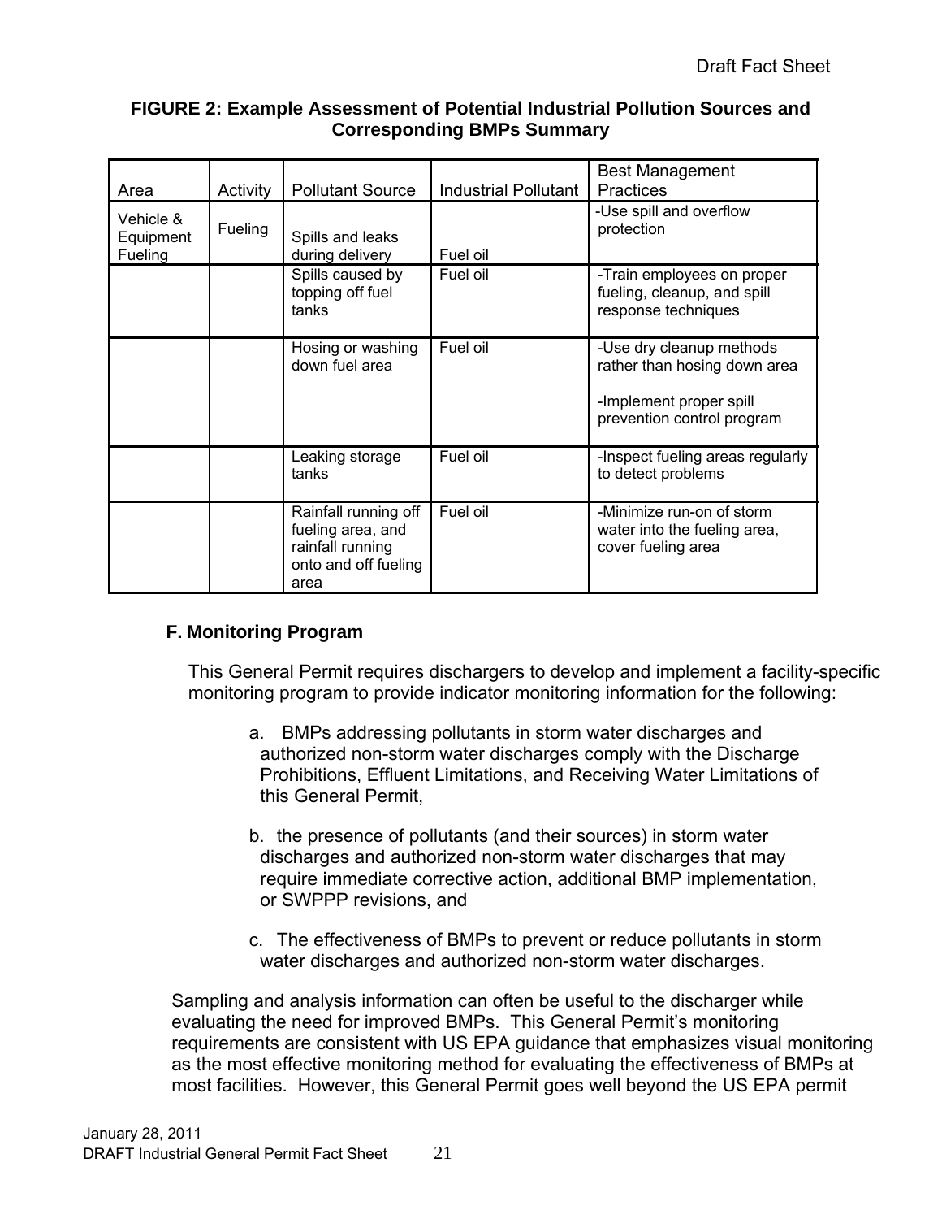**FIGURE 2: Example Assessment of Potential Industrial Pollution Sources and Corresponding BMPs Summary**

| Area | Activity | Pollutant Source | Industrial Pollutant | Best Management Practices |
|---|---|---|---|---|
| Vehicle & Equipment Fueling | Fueling | Spills and leaks during delivery | Fuel oil | -Use spill and overflow protection |
| | | Spills caused by topping off fuel tanks | Fuel oil | -Train employees on proper fueling, cleanup, and spill response techniques |
| | | Hosing or washing down fuel area | Fuel oil | -Use dry cleanup methods rather than hosing down area<br><br>-Implement proper spill prevention control program |
| | | Leaking storage tanks | Fuel oil | -Inspect fueling areas regularly to detect problems |
| | | Rainfall running off fueling area, and rainfall running onto and off fueling area | Fuel oil | -Minimize run-on of storm water into the fueling area, cover fueling area |

### F. Monitoring Program

This General Permit requires dischargers to develop and implement a facility-specific monitoring program to provide indicator monitoring information for the following:

a. BMPs addressing pollutants in storm water discharges and authorized non-storm water discharges comply with the Discharge Prohibitions, Effluent Limitations, and Receiving Water Limitations of this General Permit,

b. the presence of pollutants (and their sources) in storm water discharges and authorized non-storm water discharges that may require immediate corrective action, additional BMP implementation, or SWPPP revisions, and

c. The effectiveness of BMPs to prevent or reduce pollutants in storm water discharges and authorized non-storm water discharges.

Sampling and analysis information can often be useful to the discharger while evaluating the need for improved BMPs. This General Permit's monitoring requirements are consistent with US EPA guidance that emphasizes visual monitoring as the most effective monitoring method for evaluating the effectiveness of BMPs at most facilities. However, this General Permit goes well beyond the US EPA permit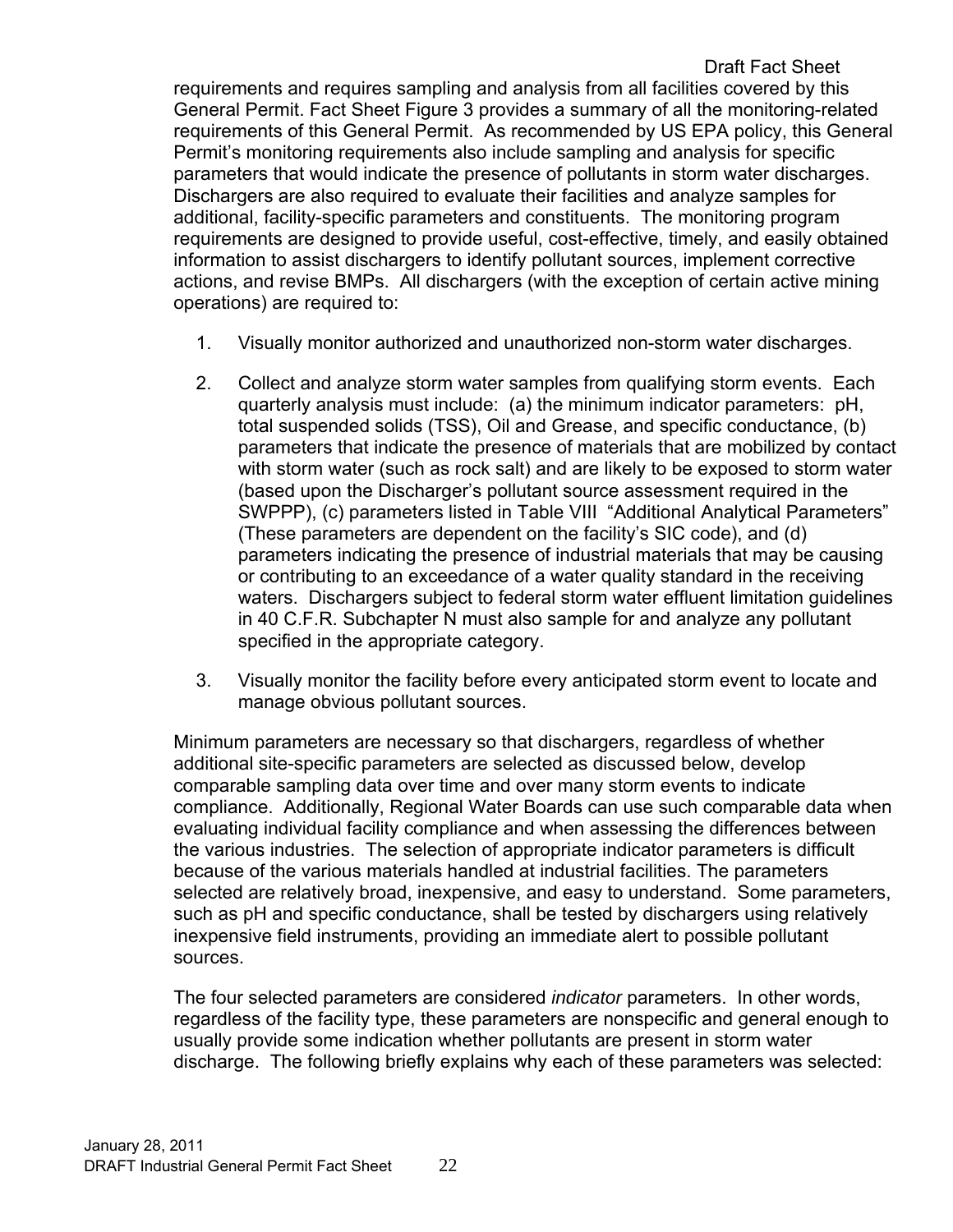requirements and requires sampling and analysis from all facilities covered by this General Permit. Fact Sheet Figure 3 provides a summary of all the monitoring-related requirements of this General Permit. As recommended by US EPA policy, this General Permit's monitoring requirements also include sampling and analysis for specific parameters that would indicate the presence of pollutants in storm water discharges. Dischargers are also required to evaluate their facilities and analyze samples for additional, facility-specific parameters and constituents. The monitoring program requirements are designed to provide useful, cost-effective, timely, and easily obtained information to assist dischargers to identify pollutant sources, implement corrective actions, and revise BMPs. All dischargers (with the exception of certain active mining operations) are required to:

1. Visually monitor authorized and unauthorized non-storm water discharges.

2. Collect and analyze storm water samples from qualifying storm events. Each quarterly analysis must include: (a) the minimum indicator parameters: pH, total suspended solids (TSS), Oil and Grease, and specific conductance, (b) parameters that indicate the presence of materials that are mobilized by contact with storm water (such as rock salt) and are likely to be exposed to storm water (based upon the Discharger's pollutant source assessment required in the SWPPP), (c) parameters listed in Table VIII "Additional Analytical Parameters" (These parameters are dependent on the facility's SIC code), and (d) parameters indicating the presence of industrial materials that may be causing or contributing to an exceedance of a water quality standard in the receiving waters. Dischargers subject to federal storm water effluent limitation guidelines in 40 C.F.R. Subchapter N must also sample for and analyze any pollutant specified in the appropriate category.

3. Visually monitor the facility before every anticipated storm event to locate and manage obvious pollutant sources.

Minimum parameters are necessary so that dischargers, regardless of whether additional site-specific parameters are selected as discussed below, develop comparable sampling data over time and over many storm events to indicate compliance. Additionally, Regional Water Boards can use such comparable data when evaluating individual facility compliance and when assessing the differences between the various industries. The selection of appropriate indicator parameters is difficult because of the various materials handled at industrial facilities. The parameters selected are relatively broad, inexpensive, and easy to understand. Some parameters, such as pH and specific conductance, shall be tested by dischargers using relatively inexpensive field instruments, providing an immediate alert to possible pollutant sources.

The four selected parameters are considered *indicator* parameters. In other words, regardless of the facility type, these parameters are nonspecific and general enough to usually provide some indication whether pollutants are present in storm water discharge. The following briefly explains why each of these parameters was selected: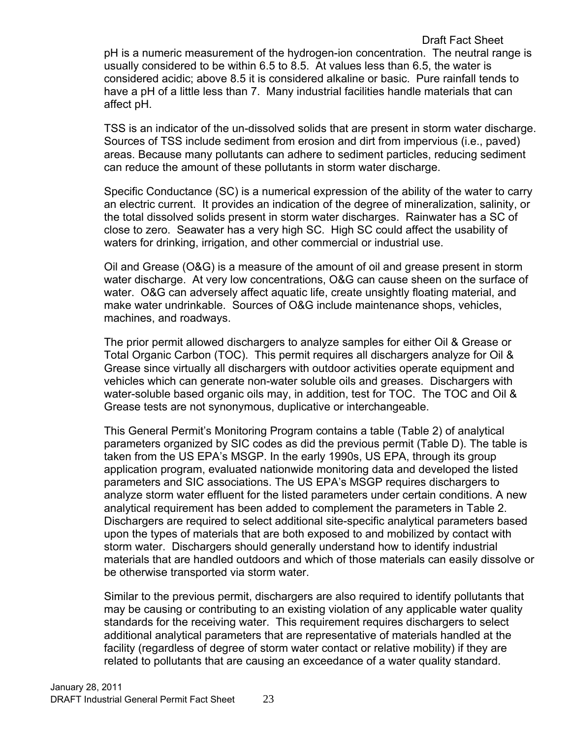pH is a numeric measurement of the hydrogen-ion concentration. The neutral range is usually considered to be within 6.5 to 8.5. At values less than 6.5, the water is considered acidic; above 8.5 it is considered alkaline or basic. Pure rainfall tends to have a pH of a little less than 7. Many industrial facilities handle materials that can affect pH.

TSS is an indicator of the un-dissolved solids that are present in storm water discharge. Sources of TSS include sediment from erosion and dirt from impervious (i.e., paved) areas. Because many pollutants can adhere to sediment particles, reducing sediment can reduce the amount of these pollutants in storm water discharge.

Specific Conductance (SC) is a numerical expression of the ability of the water to carry an electric current. It provides an indication of the degree of mineralization, salinity, or the total dissolved solids present in storm water discharges. Rainwater has a SC of close to zero. Seawater has a very high SC. High SC could affect the usability of waters for drinking, irrigation, and other commercial or industrial use.

Oil and Grease (O&G) is a measure of the amount of oil and grease present in storm water discharge. At very low concentrations, O&G can cause sheen on the surface of water. O&G can adversely affect aquatic life, create unsightly floating material, and make water undrinkable. Sources of O&G include maintenance shops, vehicles, machines, and roadways.

The prior permit allowed dischargers to analyze samples for either Oil & Grease or Total Organic Carbon (TOC). This permit requires all dischargers analyze for Oil & Grease since virtually all dischargers with outdoor activities operate equipment and vehicles which can generate non-water soluble oils and greases. Dischargers with water-soluble based organic oils may, in addition, test for TOC. The TOC and Oil & Grease tests are not synonymous, duplicative or interchangeable.

This General Permit's Monitoring Program contains a table (Table 2) of analytical parameters organized by SIC codes as did the previous permit (Table D). The table is taken from the US EPA's MSGP. In the early 1990s, US EPA, through its group application program, evaluated nationwide monitoring data and developed the listed parameters and SIC associations. The US EPA's MSGP requires dischargers to analyze storm water effluent for the listed parameters under certain conditions. A new analytical requirement has been added to complement the parameters in Table 2. Dischargers are required to select additional site-specific analytical parameters based upon the types of materials that are both exposed to and mobilized by contact with storm water. Dischargers should generally understand how to identify industrial materials that are handled outdoors and which of those materials can easily dissolve or be otherwise transported via storm water.

Similar to the previous permit, dischargers are also required to identify pollutants that may be causing or contributing to an existing violation of any applicable water quality standards for the receiving water. This requirement requires dischargers to select additional analytical parameters that are representative of materials handled at the facility (regardless of degree of storm water contact or relative mobility) if they are related to pollutants that are causing an exceedance of a water quality standard.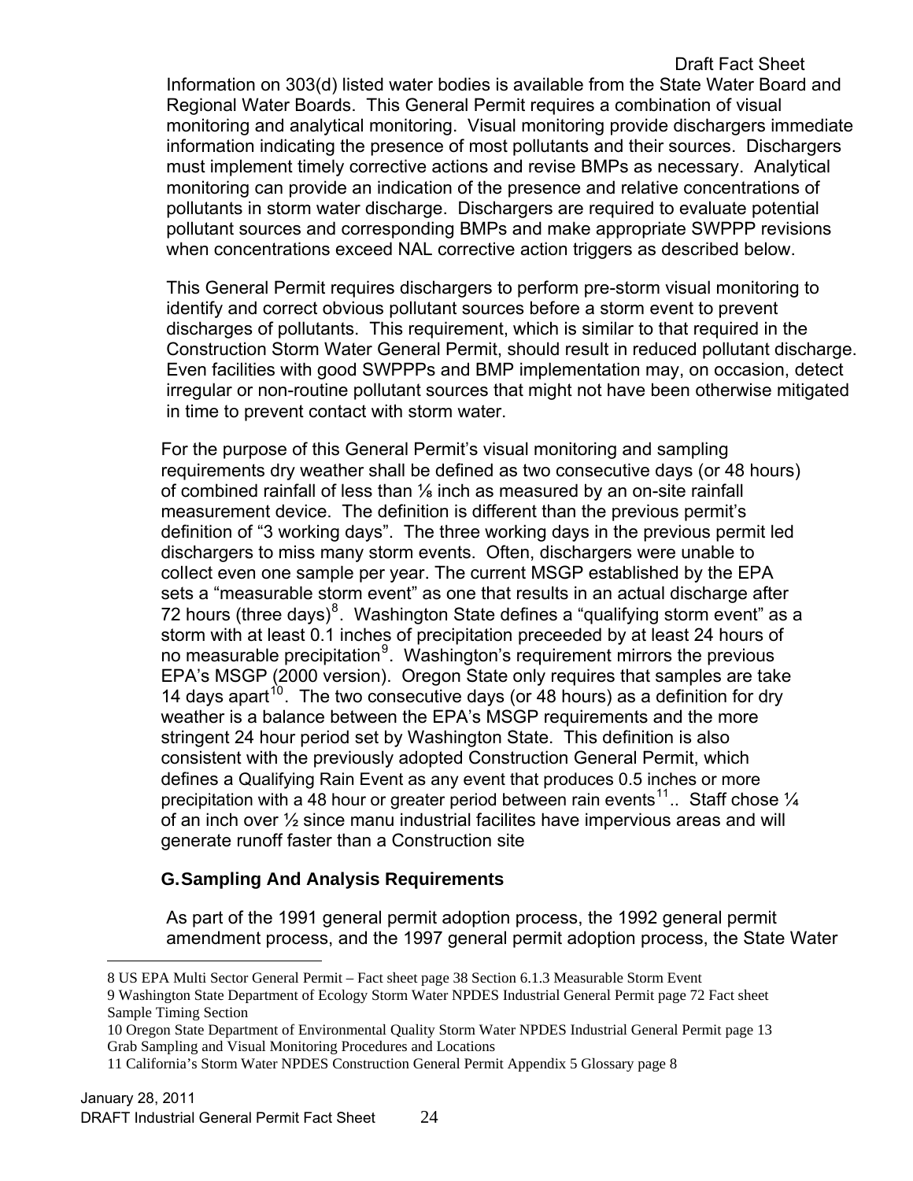Information on 303(d) listed water bodies is available from the State Water Board and Regional Water Boards. This General Permit requires a combination of visual monitoring and analytical monitoring. Visual monitoring provide dischargers immediate information indicating the presence of most pollutants and their sources. Dischargers must implement timely corrective actions and revise BMPs as necessary. Analytical monitoring can provide an indication of the presence and relative concentrations of pollutants in storm water discharge. Dischargers are required to evaluate potential pollutant sources and corresponding BMPs and make appropriate SWPPP revisions when concentrations exceed NAL corrective action triggers as described below.

This General Permit requires dischargers to perform pre-storm visual monitoring to identify and correct obvious pollutant sources before a storm event to prevent discharges of pollutants. This requirement, which is similar to that required in the Construction Storm Water General Permit, should result in reduced pollutant discharge. Even facilities with good SWPPPs and BMP implementation may, on occasion, detect irregular or non-routine pollutant sources that might not have been otherwise mitigated in time to prevent contact with storm water.

For the purpose of this General Permit's visual monitoring and sampling requirements dry weather shall be defined as two consecutive days (or 48 hours) of combined rainfall of less than ⅛ inch as measured by an on-site rainfall measurement device. The definition is different than the previous permit's definition of "3 working days". The three working days in the previous permit led dischargers to miss many storm events. Often, dischargers were unable to collect even one sample per year. The current MSGP established by the EPA sets a "measurable storm event" as one that results in an actual discharge after 72 hours (three days)[8]. Washington State defines a "qualifying storm event" as a storm with at least 0.1 inches of precipitation preceeded by at least 24 hours of no measurable precipitation[9]. Washington's requirement mirrors the previous EPA's MSGP (2000 version). Oregon State only requires that samples are take 14 days apart[10]. The two consecutive days (or 48 hours) as a definition for dry weather is a balance between the EPA's MSGP requirements and the more stringent 24 hour period set by Washington State. This definition is also consistent with the previously adopted Construction General Permit, which defines a Qualifying Rain Event as any event that produces 0.5 inches or more precipitation with a 48 hour or greater period between rain events[11].. Staff chose ¼ of an inch over ½ since manu industrial facilites have impervious areas and will generate runoff faster than a Construction site

## G. Sampling And Analysis Requirements

As part of the 1991 general permit adoption process, the 1992 general permit amendment process, and the 1997 general permit adoption process, the State Water

---

8 US EPA Multi Sector General Permit – Fact sheet page 38 Section 6.1.3 Measurable Storm Event

9 Washington State Department of Ecology Storm Water NPDES Industrial General Permit page 72 Fact sheet Sample Timing Section

10 Oregon State Department of Environmental Quality Storm Water NPDES Industrial General Permit page 13 Grab Sampling and Visual Monitoring Procedures and Locations

11 California's Storm Water NPDES Construction General Permit Appendix 5 Glossary page 8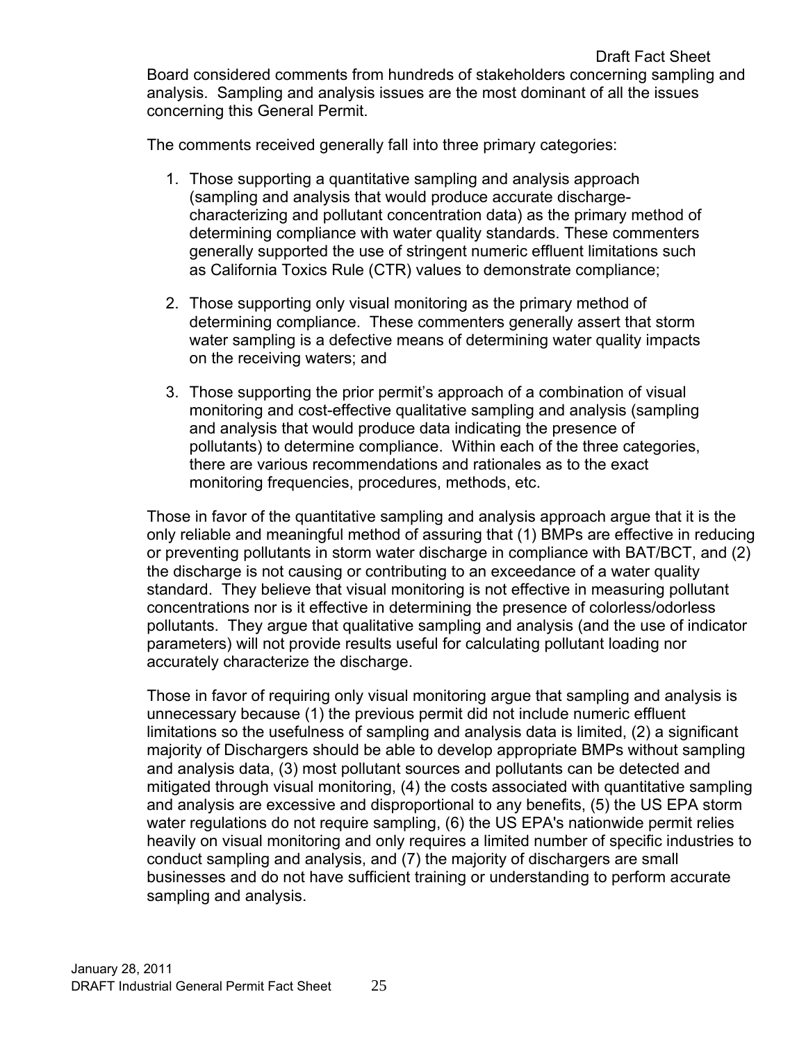Board considered comments from hundreds of stakeholders concerning sampling and analysis. Sampling and analysis issues are the most dominant of all the issues concerning this General Permit.

The comments received generally fall into three primary categories:

1. Those supporting a quantitative sampling and analysis approach (sampling and analysis that would produce accurate discharge-characterizing and pollutant concentration data) as the primary method of determining compliance with water quality standards. These commenters generally supported the use of stringent numeric effluent limitations such as California Toxics Rule (CTR) values to demonstrate compliance;

2. Those supporting only visual monitoring as the primary method of determining compliance. These commenters generally assert that storm water sampling is a defective means of determining water quality impacts on the receiving waters; and

3. Those supporting the prior permit's approach of a combination of visual monitoring and cost-effective qualitative sampling and analysis (sampling and analysis that would produce data indicating the presence of pollutants) to determine compliance. Within each of the three categories, there are various recommendations and rationales as to the exact monitoring frequencies, procedures, methods, etc.

Those in favor of the quantitative sampling and analysis approach argue that it is the only reliable and meaningful method of assuring that (1) BMPs are effective in reducing or preventing pollutants in storm water discharge in compliance with BAT/BCT, and (2) the discharge is not causing or contributing to an exceedance of a water quality standard. They believe that visual monitoring is not effective in measuring pollutant concentrations nor is it effective in determining the presence of colorless/odorless pollutants. They argue that qualitative sampling and analysis (and the use of indicator parameters) will not provide results useful for calculating pollutant loading nor accurately characterize the discharge.

Those in favor of requiring only visual monitoring argue that sampling and analysis is unnecessary because (1) the previous permit did not include numeric effluent limitations so the usefulness of sampling and analysis data is limited, (2) a significant majority of Dischargers should be able to develop appropriate BMPs without sampling and analysis data, (3) most pollutant sources and pollutants can be detected and mitigated through visual monitoring, (4) the costs associated with quantitative sampling and analysis are excessive and disproportional to any benefits, (5) the US EPA storm water regulations do not require sampling, (6) the US EPA's nationwide permit relies heavily on visual monitoring and only requires a limited number of specific industries to conduct sampling and analysis, and (7) the majority of dischargers are small businesses and do not have sufficient training or understanding to perform accurate sampling and analysis.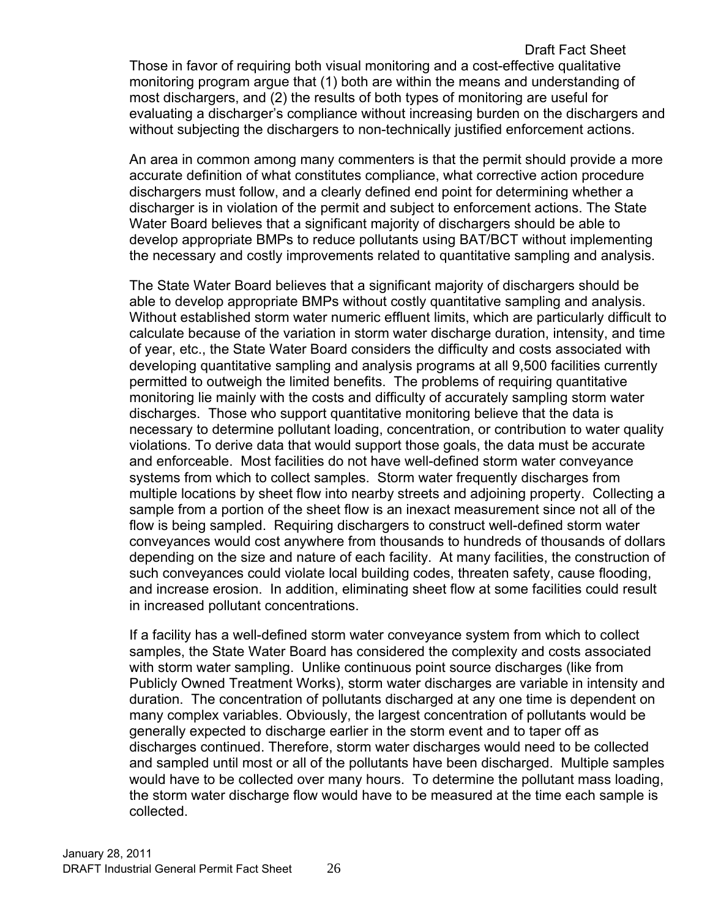Those in favor of requiring both visual monitoring and a cost-effective qualitative monitoring program argue that (1) both are within the means and understanding of most dischargers, and (2) the results of both types of monitoring are useful for evaluating a discharger's compliance without increasing burden on the dischargers and without subjecting the dischargers to non-technically justified enforcement actions.

An area in common among many commenters is that the permit should provide a more accurate definition of what constitutes compliance, what corrective action procedure dischargers must follow, and a clearly defined end point for determining whether a discharger is in violation of the permit and subject to enforcement actions. The State Water Board believes that a significant majority of dischargers should be able to develop appropriate BMPs to reduce pollutants using BAT/BCT without implementing the necessary and costly improvements related to quantitative sampling and analysis.

The State Water Board believes that a significant majority of dischargers should be able to develop appropriate BMPs without costly quantitative sampling and analysis. Without established storm water numeric effluent limits, which are particularly difficult to calculate because of the variation in storm water discharge duration, intensity, and time of year, etc., the State Water Board considers the difficulty and costs associated with developing quantitative sampling and analysis programs at all 9,500 facilities currently permitted to outweigh the limited benefits. The problems of requiring quantitative monitoring lie mainly with the costs and difficulty of accurately sampling storm water discharges. Those who support quantitative monitoring believe that the data is necessary to determine pollutant loading, concentration, or contribution to water quality violations. To derive data that would support those goals, the data must be accurate and enforceable. Most facilities do not have well-defined storm water conveyance systems from which to collect samples. Storm water frequently discharges from multiple locations by sheet flow into nearby streets and adjoining property. Collecting a sample from a portion of the sheet flow is an inexact measurement since not all of the flow is being sampled. Requiring dischargers to construct well-defined storm water conveyances would cost anywhere from thousands to hundreds of thousands of dollars depending on the size and nature of each facility. At many facilities, the construction of such conveyances could violate local building codes, threaten safety, cause flooding, and increase erosion. In addition, eliminating sheet flow at some facilities could result in increased pollutant concentrations.

If a facility has a well-defined storm water conveyance system from which to collect samples, the State Water Board has considered the complexity and costs associated with storm water sampling. Unlike continuous point source discharges (like from Publicly Owned Treatment Works), storm water discharges are variable in intensity and duration. The concentration of pollutants discharged at any one time is dependent on many complex variables. Obviously, the largest concentration of pollutants would be generally expected to discharge earlier in the storm event and to taper off as discharges continued. Therefore, storm water discharges would need to be collected and sampled until most or all of the pollutants have been discharged. Multiple samples would have to be collected over many hours. To determine the pollutant mass loading, the storm water discharge flow would have to be measured at the time each sample is collected.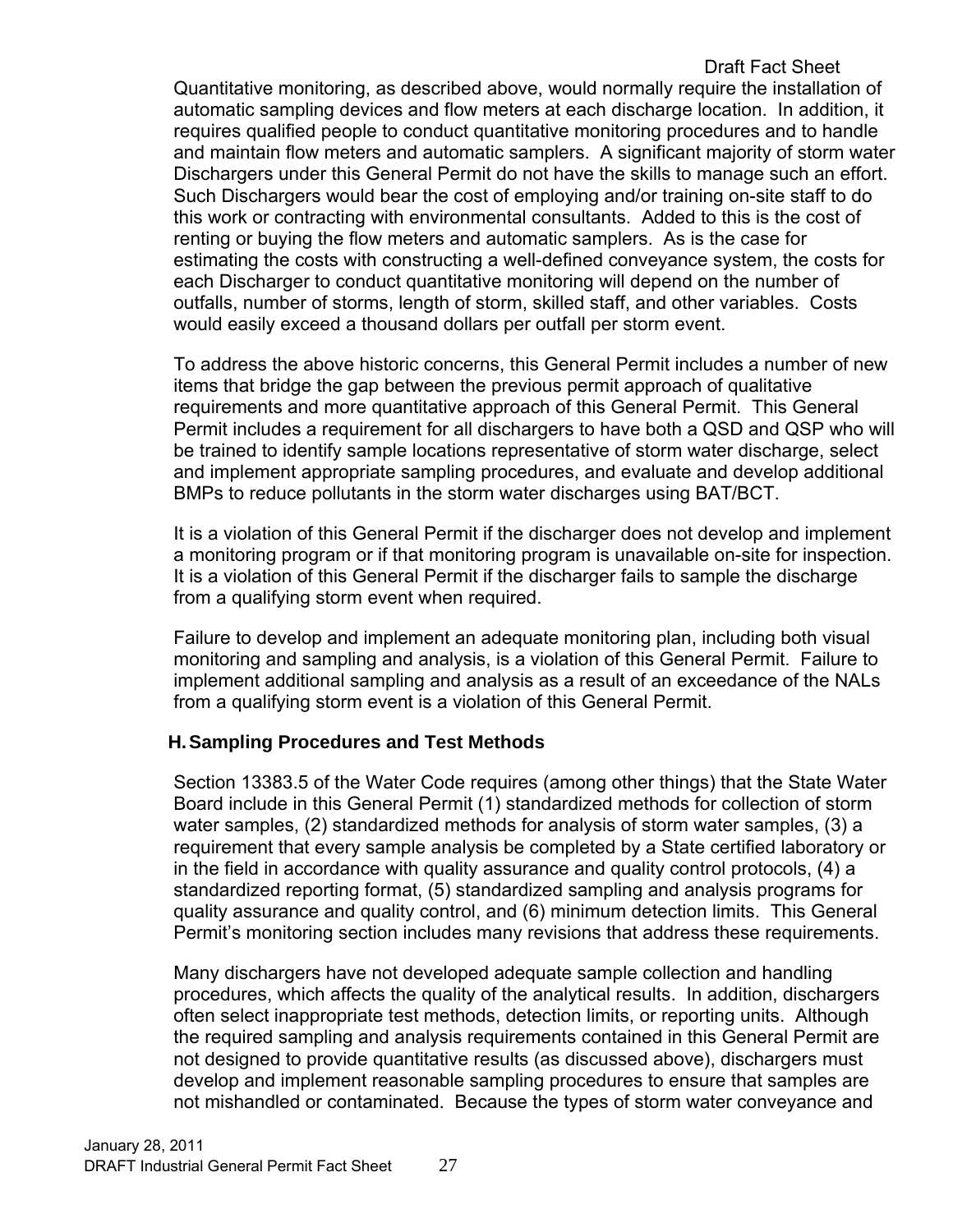Quantitative monitoring, as described above, would normally require the installation of automatic sampling devices and flow meters at each discharge location. In addition, it requires qualified people to conduct quantitative monitoring procedures and to handle and maintain flow meters and automatic samplers. A significant majority of storm water Dischargers under this General Permit do not have the skills to manage such an effort. Such Dischargers would bear the cost of employing and/or training on-site staff to do this work or contracting with environmental consultants. Added to this is the cost of renting or buying the flow meters and automatic samplers. As is the case for estimating the costs with constructing a well-defined conveyance system, the costs for each Discharger to conduct quantitative monitoring will depend on the number of outfalls, number of storms, length of storm, skilled staff, and other variables. Costs would easily exceed a thousand dollars per outfall per storm event.

To address the above historic concerns, this General Permit includes a number of new items that bridge the gap between the previous permit approach of qualitative requirements and more quantitative approach of this General Permit. This General Permit includes a requirement for all dischargers to have both a QSD and QSP who will be trained to identify sample locations representative of storm water discharge, select and implement appropriate sampling procedures, and evaluate and develop additional BMPs to reduce pollutants in the storm water discharges using BAT/BCT.

It is a violation of this General Permit if the discharger does not develop and implement a monitoring program or if that monitoring program is unavailable on-site for inspection. It is a violation of this General Permit if the discharger fails to sample the discharge from a qualifying storm event when required.

Failure to develop and implement an adequate monitoring plan, including both visual monitoring and sampling and analysis, is a violation of this General Permit. Failure to implement additional sampling and analysis as a result of an exceedance of the NALs from a qualifying storm event is a violation of this General Permit.

### H. Sampling Procedures and Test Methods

Section 13383.5 of the Water Code requires (among other things) that the State Water Board include in this General Permit (1) standardized methods for collection of storm water samples, (2) standardized methods for analysis of storm water samples, (3) a requirement that every sample analysis be completed by a State certified laboratory or in the field in accordance with quality assurance and quality control protocols, (4) a standardized reporting format, (5) standardized sampling and analysis programs for quality assurance and quality control, and (6) minimum detection limits. This General Permit's monitoring section includes many revisions that address these requirements.

Many dischargers have not developed adequate sample collection and handling procedures, which affects the quality of the analytical results. In addition, dischargers often select inappropriate test methods, detection limits, or reporting units. Although the required sampling and analysis requirements contained in this General Permit are not designed to provide quantitative results (as discussed above), dischargers must develop and implement reasonable sampling procedures to ensure that samples are not mishandled or contaminated. Because the types of storm water conveyance and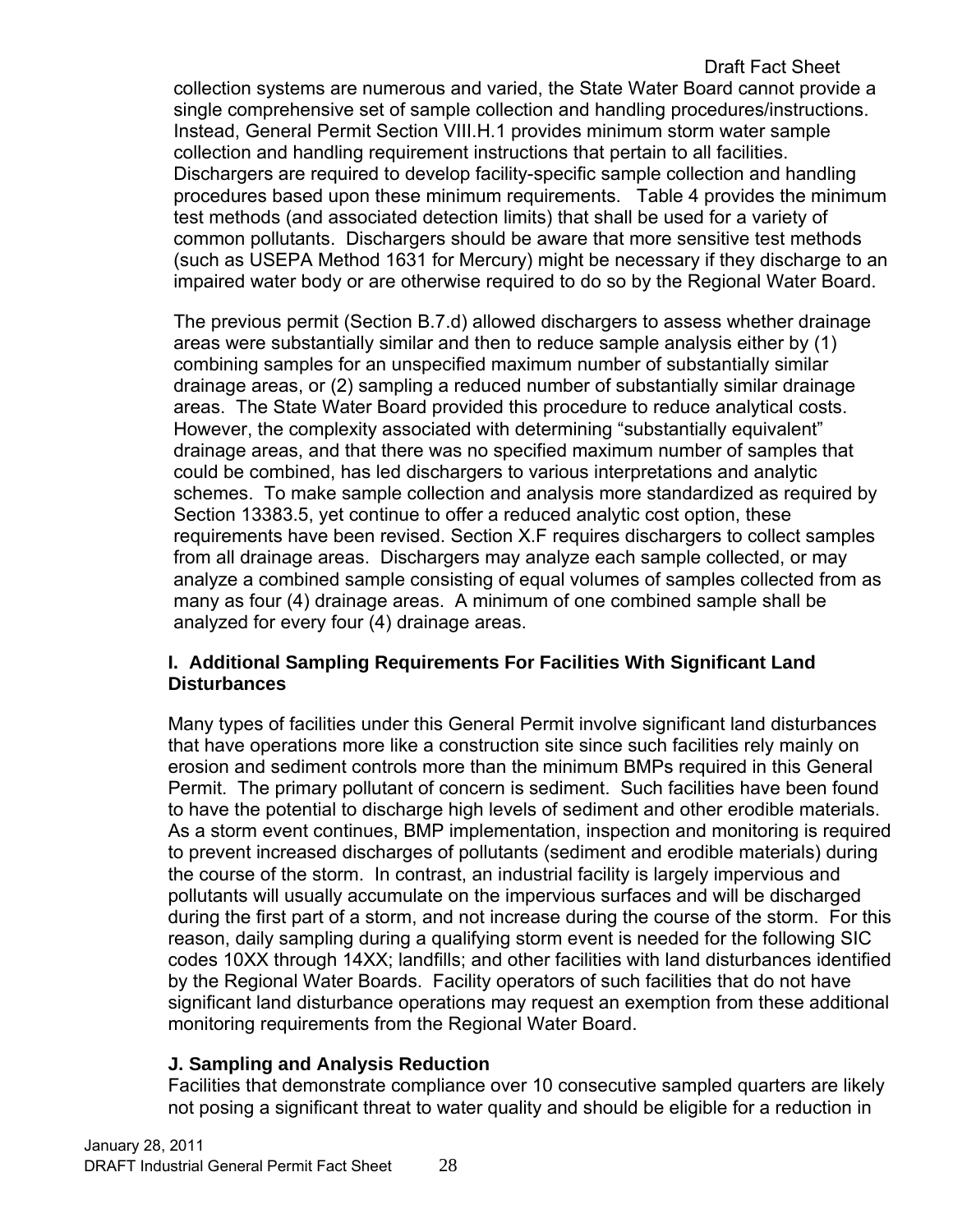collection systems are numerous and varied, the State Water Board cannot provide a single comprehensive set of sample collection and handling procedures/instructions. Instead, General Permit Section VIII.H.1 provides minimum storm water sample collection and handling requirement instructions that pertain to all facilities. Dischargers are required to develop facility-specific sample collection and handling procedures based upon these minimum requirements. Table 4 provides the minimum test methods (and associated detection limits) that shall be used for a variety of common pollutants. Dischargers should be aware that more sensitive test methods (such as USEPA Method 1631 for Mercury) might be necessary if they discharge to an impaired water body or are otherwise required to do so by the Regional Water Board.

The previous permit (Section B.7.d) allowed dischargers to assess whether drainage areas were substantially similar and then to reduce sample analysis either by (1) combining samples for an unspecified maximum number of substantially similar drainage areas, or (2) sampling a reduced number of substantially similar drainage areas. The State Water Board provided this procedure to reduce analytical costs. However, the complexity associated with determining "substantially equivalent" drainage areas, and that there was no specified maximum number of samples that could be combined, has led dischargers to various interpretations and analytic schemes. To make sample collection and analysis more standardized as required by Section 13383.5, yet continue to offer a reduced analytic cost option, these requirements have been revised. Section X.F requires dischargers to collect samples from all drainage areas. Dischargers may analyze each sample collected, or may analyze a combined sample consisting of equal volumes of samples collected from as many as four (4) drainage areas. A minimum of one combined sample shall be analyzed for every four (4) drainage areas.

### I. Additional Sampling Requirements For Facilities With Significant Land Disturbances

Many types of facilities under this General Permit involve significant land disturbances that have operations more like a construction site since such facilities rely mainly on erosion and sediment controls more than the minimum BMPs required in this General Permit. The primary pollutant of concern is sediment. Such facilities have been found to have the potential to discharge high levels of sediment and other erodible materials. As a storm event continues, BMP implementation, inspection and monitoring is required to prevent increased discharges of pollutants (sediment and erodible materials) during the course of the storm. In contrast, an industrial facility is largely impervious and pollutants will usually accumulate on the impervious surfaces and will be discharged during the first part of a storm, and not increase during the course of the storm. For this reason, daily sampling during a qualifying storm event is needed for the following SIC codes 10XX through 14XX; landfills; and other facilities with land disturbances identified by the Regional Water Boards. Facility operators of such facilities that do not have significant land disturbance operations may request an exemption from these additional monitoring requirements from the Regional Water Board.

### J. Sampling and Analysis Reduction

Facilities that demonstrate compliance over 10 consecutive sampled quarters are likely not posing a significant threat to water quality and should be eligible for a reduction in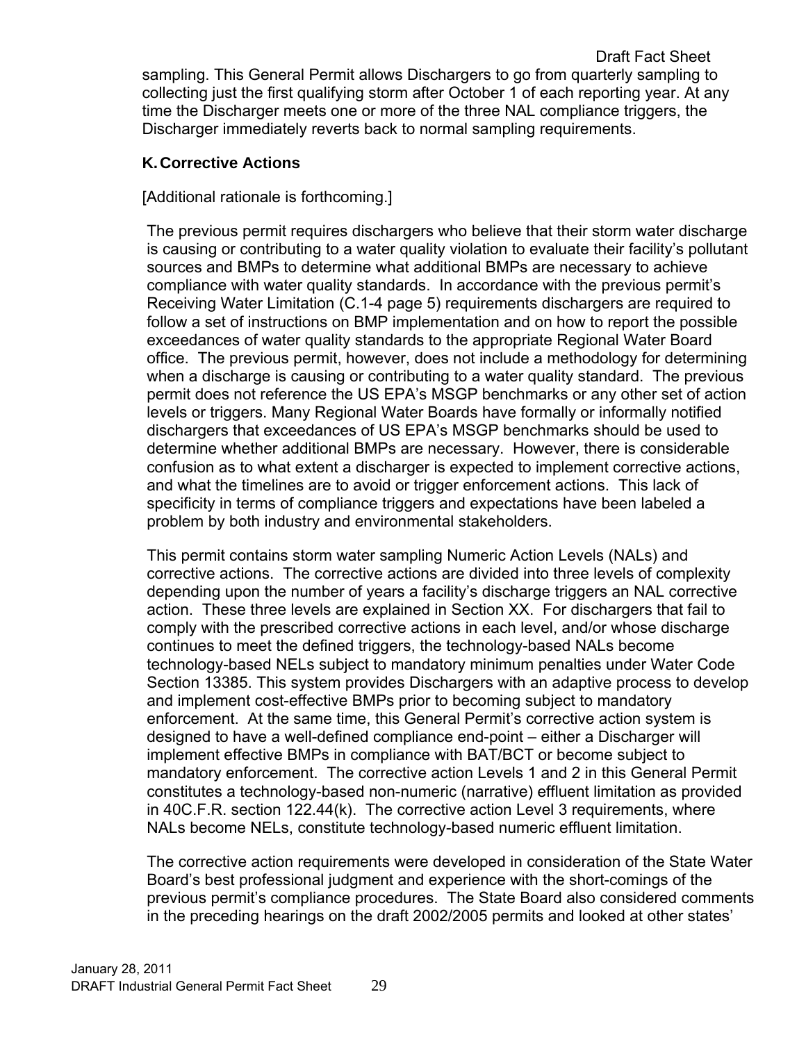sampling. This General Permit allows Dischargers to go from quarterly sampling to collecting just the first qualifying storm after October 1 of each reporting year. At any time the Discharger meets one or more of the three NAL compliance triggers, the Discharger immediately reverts back to normal sampling requirements.

### K. Corrective Actions

[Additional rationale is forthcoming.]

The previous permit requires dischargers who believe that their storm water discharge is causing or contributing to a water quality violation to evaluate their facility's pollutant sources and BMPs to determine what additional BMPs are necessary to achieve compliance with water quality standards. In accordance with the previous permit's Receiving Water Limitation (C.1-4 page 5) requirements dischargers are required to follow a set of instructions on BMP implementation and on how to report the possible exceedances of water quality standards to the appropriate Regional Water Board office. The previous permit, however, does not include a methodology for determining when a discharge is causing or contributing to a water quality standard. The previous permit does not reference the US EPA's MSGP benchmarks or any other set of action levels or triggers. Many Regional Water Boards have formally or informally notified dischargers that exceedances of US EPA's MSGP benchmarks should be used to determine whether additional BMPs are necessary. However, there is considerable confusion as to what extent a discharger is expected to implement corrective actions, and what the timelines are to avoid or trigger enforcement actions. This lack of specificity in terms of compliance triggers and expectations have been labeled a problem by both industry and environmental stakeholders.

This permit contains storm water sampling Numeric Action Levels (NALs) and corrective actions. The corrective actions are divided into three levels of complexity depending upon the number of years a facility's discharge triggers an NAL corrective action. These three levels are explained in Section XX. For dischargers that fail to comply with the prescribed corrective actions in each level, and/or whose discharge continues to meet the defined triggers, the technology-based NALs become technology-based NELs subject to mandatory minimum penalties under Water Code Section 13385. This system provides Dischargers with an adaptive process to develop and implement cost-effective BMPs prior to becoming subject to mandatory enforcement. At the same time, this General Permit's corrective action system is designed to have a well-defined compliance end-point – either a Discharger will implement effective BMPs in compliance with BAT/BCT or become subject to mandatory enforcement. The corrective action Levels 1 and 2 in this General Permit constitutes a technology-based non-numeric (narrative) effluent limitation as provided in 40C.F.R. section 122.44(k). The corrective action Level 3 requirements, where NALs become NELs, constitute technology-based numeric effluent limitation.

The corrective action requirements were developed in consideration of the State Water Board's best professional judgment and experience with the short-comings of the previous permit's compliance procedures. The State Board also considered comments in the preceding hearings on the draft 2002/2005 permits and looked at other states'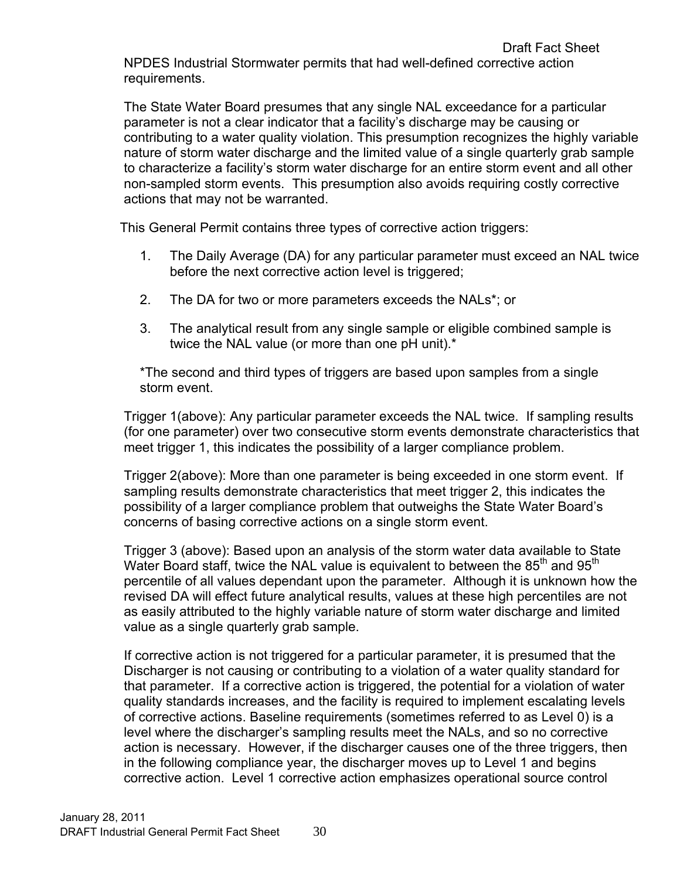NPDES Industrial Stormwater permits that had well-defined corrective action requirements.

The State Water Board presumes that any single NAL exceedance for a particular parameter is not a clear indicator that a facility's discharge may be causing or contributing to a water quality violation. This presumption recognizes the highly variable nature of storm water discharge and the limited value of a single quarterly grab sample to characterize a facility's storm water discharge for an entire storm event and all other non-sampled storm events. This presumption also avoids requiring costly corrective actions that may not be warranted.

This General Permit contains three types of corrective action triggers:

1. The Daily Average (DA) for any particular parameter must exceed an NAL twice before the next corrective action level is triggered;

2. The DA for two or more parameters exceeds the NALs*; or

3. The analytical result from any single sample or eligible combined sample is twice the NAL value (or more than one pH unit).*

*The second and third types of triggers are based upon samples from a single storm event.

Trigger 1(above): Any particular parameter exceeds the NAL twice. If sampling results (for one parameter) over two consecutive storm events demonstrate characteristics that meet trigger 1, this indicates the possibility of a larger compliance problem.

Trigger 2(above): More than one parameter is being exceeded in one storm event. If sampling results demonstrate characteristics that meet trigger 2, this indicates the possibility of a larger compliance problem that outweighs the State Water Board's concerns of basing corrective actions on a single storm event.

Trigger 3 (above): Based upon an analysis of the storm water data available to State Water Board staff, twice the NAL value is equivalent to between the 85$^{th}$ and 95$^{th}$ percentile of all values dependant upon the parameter. Although it is unknown how the revised DA will effect future analytical results, values at these high percentiles are not as easily attributed to the highly variable nature of storm water discharge and limited value as a single quarterly grab sample.

If corrective action is not triggered for a particular parameter, it is presumed that the Discharger is not causing or contributing to a violation of a water quality standard for that parameter. If a corrective action is triggered, the potential for a violation of water quality standards increases, and the facility is required to implement escalating levels of corrective actions. Baseline requirements (sometimes referred to as Level 0) is a level where the discharger's sampling results meet the NALs, and so no corrective action is necessary. However, if the discharger causes one of the three triggers, then in the following compliance year, the discharger moves up to Level 1 and begins corrective action. Level 1 corrective action emphasizes operational source control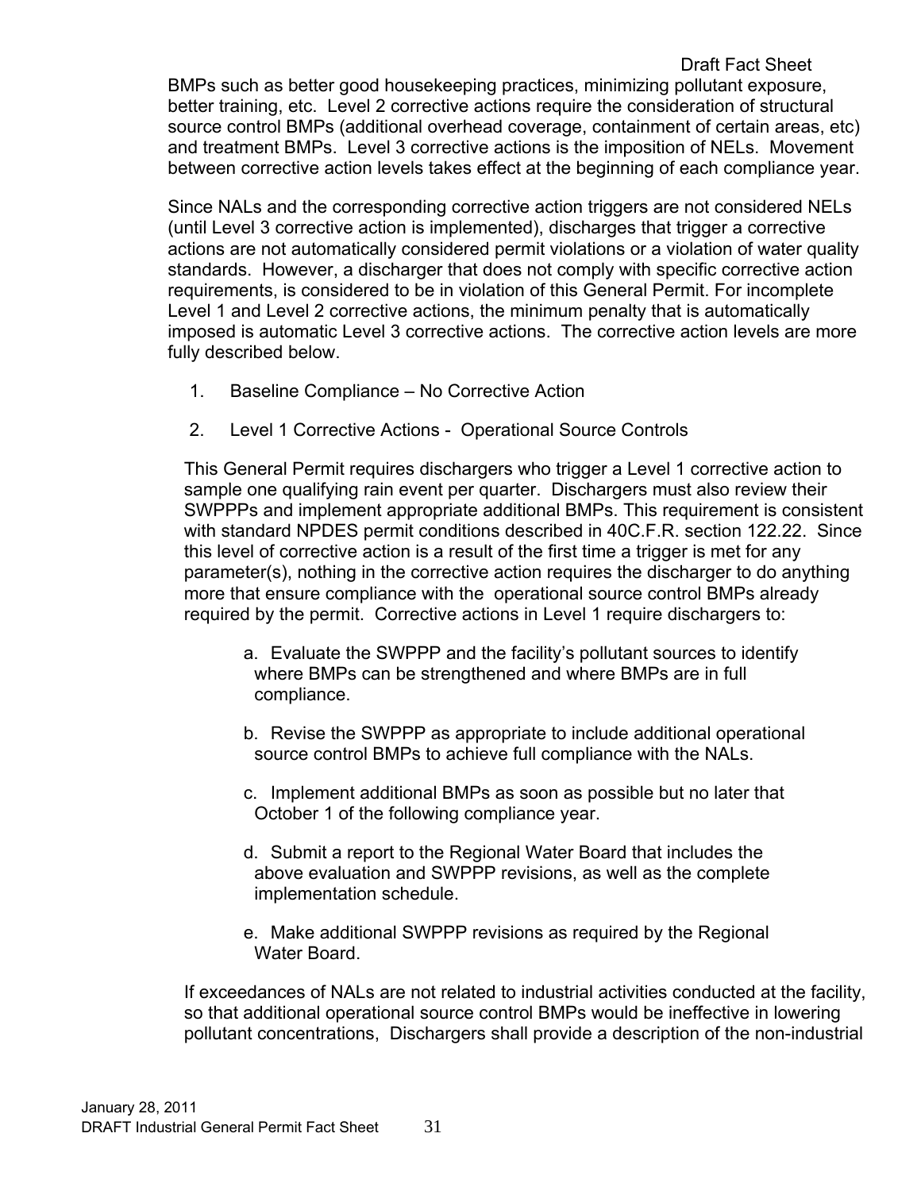BMPs such as better good housekeeping practices, minimizing pollutant exposure, better training, etc. Level 2 corrective actions require the consideration of structural source control BMPs (additional overhead coverage, containment of certain areas, etc) and treatment BMPs. Level 3 corrective actions is the imposition of NELs. Movement between corrective action levels takes effect at the beginning of each compliance year.

Since NALs and the corresponding corrective action triggers are not considered NELs (until Level 3 corrective action is implemented), discharges that trigger a corrective actions are not automatically considered permit violations or a violation of water quality standards. However, a discharger that does not comply with specific corrective action requirements, is considered to be in violation of this General Permit. For incomplete Level 1 and Level 2 corrective actions, the minimum penalty that is automatically imposed is automatic Level 3 corrective actions. The corrective action levels are more fully described below.

1. Baseline Compliance – No Corrective Action

2. Level 1 Corrective Actions - Operational Source Controls

This General Permit requires dischargers who trigger a Level 1 corrective action to sample one qualifying rain event per quarter. Dischargers must also review their SWPPPs and implement appropriate additional BMPs. This requirement is consistent with standard NPDES permit conditions described in 40C.F.R. section 122.22. Since this level of corrective action is a result of the first time a trigger is met for any parameter(s), nothing in the corrective action requires the discharger to do anything more that ensure compliance with the operational source control BMPs already required by the permit. Corrective actions in Level 1 require dischargers to:

a. Evaluate the SWPPP and the facility's pollutant sources to identify where BMPs can be strengthened and where BMPs are in full compliance.

b. Revise the SWPPP as appropriate to include additional operational source control BMPs to achieve full compliance with the NALs.

c. Implement additional BMPs as soon as possible but no later that October 1 of the following compliance year.

d. Submit a report to the Regional Water Board that includes the above evaluation and SWPPP revisions, as well as the complete implementation schedule.

e. Make additional SWPPP revisions as required by the Regional Water Board.

If exceedances of NALs are not related to industrial activities conducted at the facility, so that additional operational source control BMPs would be ineffective in lowering pollutant concentrations, Dischargers shall provide a description of the non-industrial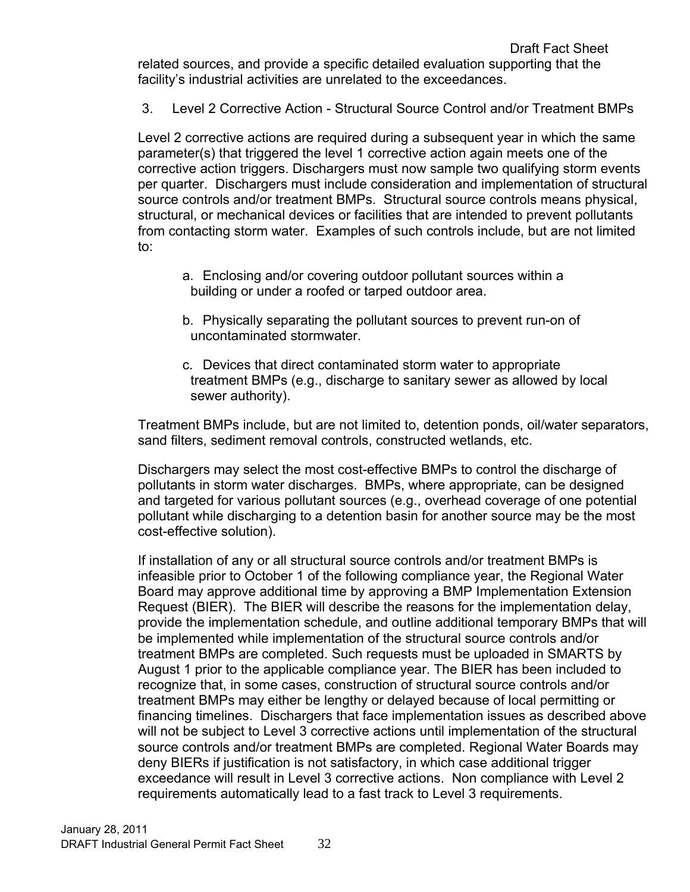related sources, and provide a specific detailed evaluation supporting that the facility's industrial activities are unrelated to the exceedances.

3. Level 2 Corrective Action - Structural Source Control and/or Treatment BMPs

Level 2 corrective actions are required during a subsequent year in which the same parameter(s) that triggered the level 1 corrective action again meets one of the corrective action triggers. Dischargers must now sample two qualifying storm events per quarter. Dischargers must include consideration and implementation of structural source controls and/or treatment BMPs. Structural source controls means physical, structural, or mechanical devices or facilities that are intended to prevent pollutants from contacting storm water. Examples of such controls include, but are not limited to:

a. Enclosing and/or covering outdoor pollutant sources within a building or under a roofed or tarped outdoor area.

b. Physically separating the pollutant sources to prevent run-on of uncontaminated stormwater.

c. Devices that direct contaminated storm water to appropriate treatment BMPs (e.g., discharge to sanitary sewer as allowed by local sewer authority).

Treatment BMPs include, but are not limited to, detention ponds, oil/water separators, sand filters, sediment removal controls, constructed wetlands, etc.

Dischargers may select the most cost-effective BMPs to control the discharge of pollutants in storm water discharges. BMPs, where appropriate, can be designed and targeted for various pollutant sources (e.g., overhead coverage of one potential pollutant while discharging to a detention basin for another source may be the most cost-effective solution).

If installation of any or all structural source controls and/or treatment BMPs is infeasible prior to October 1 of the following compliance year, the Regional Water Board may approve additional time by approving a BMP Implementation Extension Request (BIER). The BIER will describe the reasons for the implementation delay, provide the implementation schedule, and outline additional temporary BMPs that will be implemented while implementation of the structural source controls and/or treatment BMPs are completed. Such requests must be uploaded in SMARTS by August 1 prior to the applicable compliance year. The BIER has been included to recognize that, in some cases, construction of structural source controls and/or treatment BMPs may either be lengthy or delayed because of local permitting or financing timelines. Dischargers that face implementation issues as described above will not be subject to Level 3 corrective actions until implementation of the structural source controls and/or treatment BMPs are completed. Regional Water Boards may deny BIERs if justification is not satisfactory, in which case additional trigger exceedance will result in Level 3 corrective actions. Non compliance with Level 2 requirements automatically lead to a fast track to Level 3 requirements.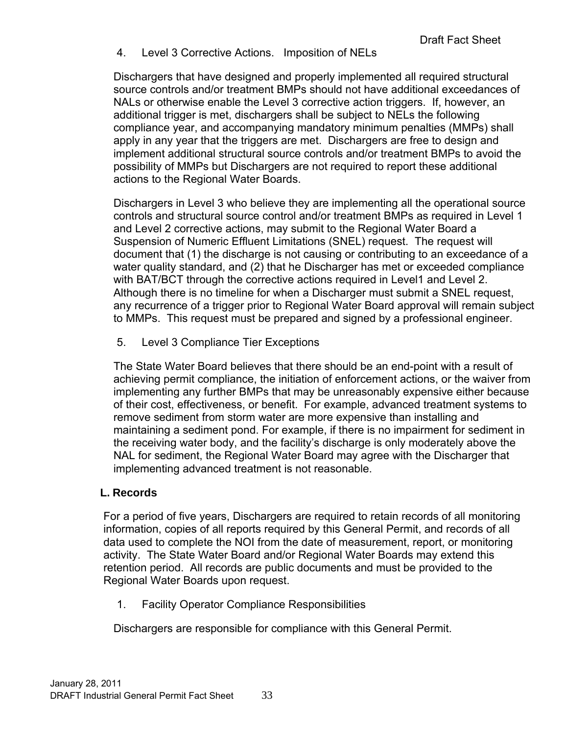4. Level 3 Corrective Actions. Imposition of NELs

Dischargers that have designed and properly implemented all required structural source controls and/or treatment BMPs should not have additional exceedances of NALs or otherwise enable the Level 3 corrective action triggers. If, however, an additional trigger is met, dischargers shall be subject to NELs the following compliance year, and accompanying mandatory minimum penalties (MMPs) shall apply in any year that the triggers are met. Dischargers are free to design and implement additional structural source controls and/or treatment BMPs to avoid the possibility of MMPs but Dischargers are not required to report these additional actions to the Regional Water Boards.

Dischargers in Level 3 who believe they are implementing all the operational source controls and structural source control and/or treatment BMPs as required in Level 1 and Level 2 corrective actions, may submit to the Regional Water Board a Suspension of Numeric Effluent Limitations (SNEL) request. The request will document that (1) the discharge is not causing or contributing to an exceedance of a water quality standard, and (2) that he Discharger has met or exceeded compliance with BAT/BCT through the corrective actions required in Level1 and Level 2. Although there is no timeline for when a Discharger must submit a SNEL request, any recurrence of a trigger prior to Regional Water Board approval will remain subject to MMPs. This request must be prepared and signed by a professional engineer.

5. Level 3 Compliance Tier Exceptions

The State Water Board believes that there should be an end-point with a result of achieving permit compliance, the initiation of enforcement actions, or the waiver from implementing any further BMPs that may be unreasonably expensive either because of their cost, effectiveness, or benefit. For example, advanced treatment systems to remove sediment from storm water are more expensive than installing and maintaining a sediment pond. For example, if there is no impairment for sediment in the receiving water body, and the facility's discharge is only moderately above the NAL for sediment, the Regional Water Board may agree with the Discharger that implementing advanced treatment is not reasonable.

## L. Records

For a period of five years, Dischargers are required to retain records of all monitoring information, copies of all reports required by this General Permit, and records of all data used to complete the NOI from the date of measurement, report, or monitoring activity. The State Water Board and/or Regional Water Boards may extend this retention period. All records are public documents and must be provided to the Regional Water Boards upon request.

1. Facility Operator Compliance Responsibilities

Dischargers are responsible for compliance with this General Permit.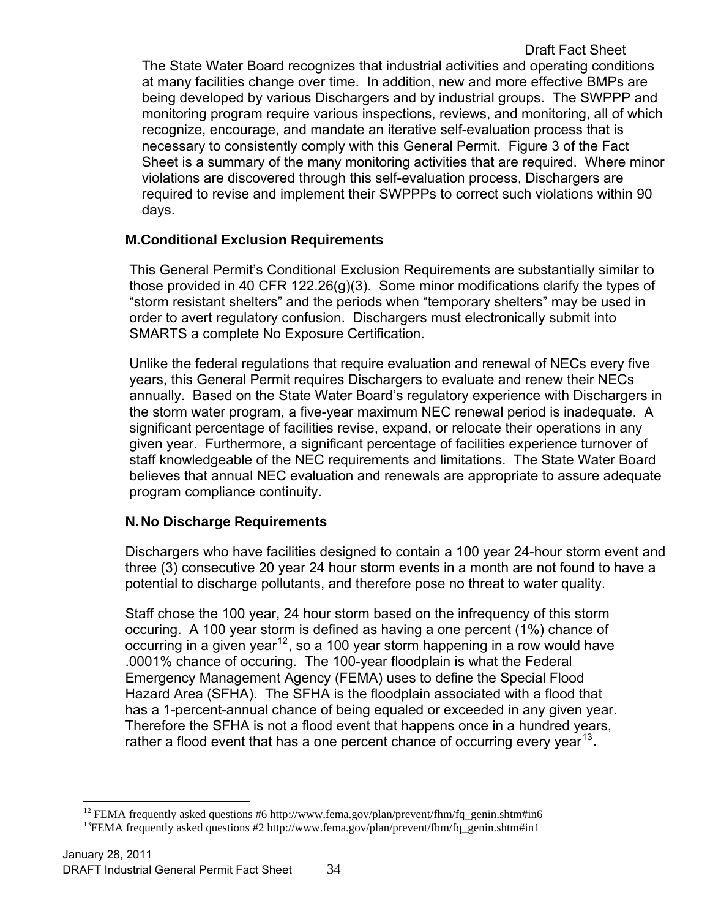The State Water Board recognizes that industrial activities and operating conditions at many facilities change over time. In addition, new and more effective BMPs are being developed by various Dischargers and by industrial groups. The SWPPP and monitoring program require various inspections, reviews, and monitoring, all of which recognize, encourage, and mandate an iterative self-evaluation process that is necessary to consistently comply with this General Permit. Figure 3 of the Fact Sheet is a summary of the many monitoring activities that are required. Where minor violations are discovered through this self-evaluation process, Dischargers are required to revise and implement their SWPPPs to correct such violations within 90 days.

## M. Conditional Exclusion Requirements

This General Permit's Conditional Exclusion Requirements are substantially similar to those provided in 40 CFR 122.26(g)(3). Some minor modifications clarify the types of "storm resistant shelters" and the periods when "temporary shelters" may be used in order to avert regulatory confusion. Dischargers must electronically submit into SMARTS a complete No Exposure Certification.

Unlike the federal regulations that require evaluation and renewal of NECs every five years, this General Permit requires Dischargers to evaluate and renew their NECs annually. Based on the State Water Board's regulatory experience with Dischargers in the storm water program, a five-year maximum NEC renewal period is inadequate. A significant percentage of facilities revise, expand, or relocate their operations in any given year. Furthermore, a significant percentage of facilities experience turnover of staff knowledgeable of the NEC requirements and limitations. The State Water Board believes that annual NEC evaluation and renewals are appropriate to assure adequate program compliance continuity.

## N. No Discharge Requirements

Dischargers who have facilities designed to contain a 100 year 24-hour storm event and three (3) consecutive 20 year 24 hour storm events in a month are not found to have a potential to discharge pollutants, and therefore pose no threat to water quality.

Staff chose the 100 year, 24 hour storm based on the infrequency of this storm occuring. A 100 year storm is defined as having a one percent (1%) chance of occurring in a given year[12], so a 100 year storm happening in a row would have .0001% chance of occuring. The 100-year floodplain is what the Federal Emergency Management Agency (FEMA) uses to define the Special Flood Hazard Area (SFHA). The SFHA is the floodplain associated with a flood that has a 1-percent-annual chance of being equaled or exceeded in any given year. Therefore the SFHA is not a flood event that happens once in a hundred years, rather a flood event that has a one percent chance of occurring every year[13]**.**

---

[12] FEMA frequently asked questions #6 http://www.fema.gov/plan/prevent/fhm/fq_genin.shtm#in6

[13] FEMA frequently asked questions #2 http://www.fema.gov/plan/prevent/fhm/fq_genin.shtm#in1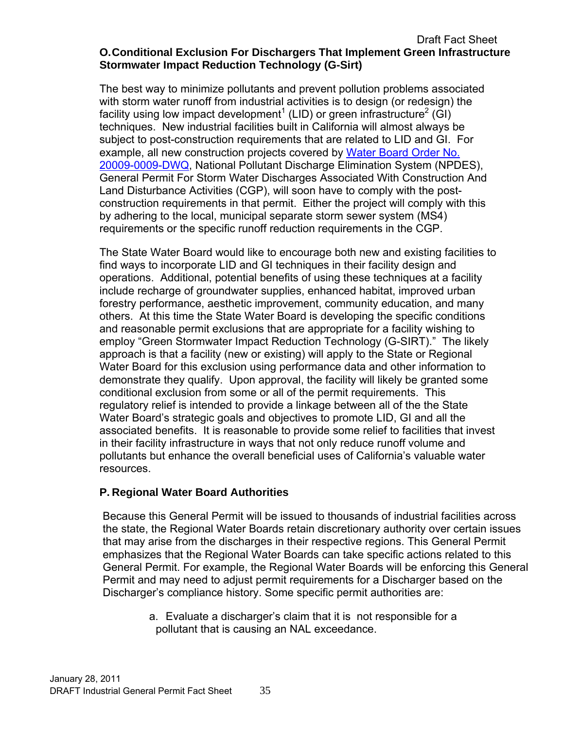## O. Conditional Exclusion For Dischargers That Implement Green Infrastructure Stormwater Impact Reduction Technology (G-Sirt)

The best way to minimize pollutants and prevent pollution problems associated with storm water runoff from industrial activities is to design (or redesign) the facility using low impact development[1] (LID) or green infrastructure[2] (GI) techniques. New industrial facilities built in California will almost always be subject to post-construction requirements that are related to LID and GI. For example, all new construction projects covered by [Water Board Order No. 20009-0009-DWQ](), National Pollutant Discharge Elimination System (NPDES), General Permit For Storm Water Discharges Associated With Construction And Land Disturbance Activities (CGP), will soon have to comply with the post-construction requirements in that permit. Either the project will comply with this by adhering to the local, municipal separate storm sewer system (MS4) requirements or the specific runoff reduction requirements in the CGP.

The State Water Board would like to encourage both new and existing facilities to find ways to incorporate LID and GI techniques in their facility design and operations. Additional, potential benefits of using these techniques at a facility include recharge of groundwater supplies, enhanced habitat, improved urban forestry performance, aesthetic improvement, community education, and many others. At this time the State Water Board is developing the specific conditions and reasonable permit exclusions that are appropriate for a facility wishing to employ "Green Stormwater Impact Reduction Technology (G-SIRT)." The likely approach is that a facility (new or existing) will apply to the State or Regional Water Board for this exclusion using performance data and other information to demonstrate they qualify. Upon approval, the facility will likely be granted some conditional exclusion from some or all of the permit requirements. This regulatory relief is intended to provide a linkage between all of the the State Water Board's strategic goals and objectives to promote LID, GI and all the associated benefits. It is reasonable to provide some relief to facilities that invest in their facility infrastructure in ways that not only reduce runoff volume and pollutants but enhance the overall beneficial uses of California's valuable water resources.

## P. Regional Water Board Authorities

Because this General Permit will be issued to thousands of industrial facilities across the state, the Regional Water Boards retain discretionary authority over certain issues that may arise from the discharges in their respective regions. This General Permit emphasizes that the Regional Water Boards can take specific actions related to this General Permit. For example, the Regional Water Boards will be enforcing this General Permit and may need to adjust permit requirements for a Discharger based on the Discharger's compliance history. Some specific permit authorities are:

a. Evaluate a discharger's claim that it is not responsible for a pollutant that is causing an NAL exceedance.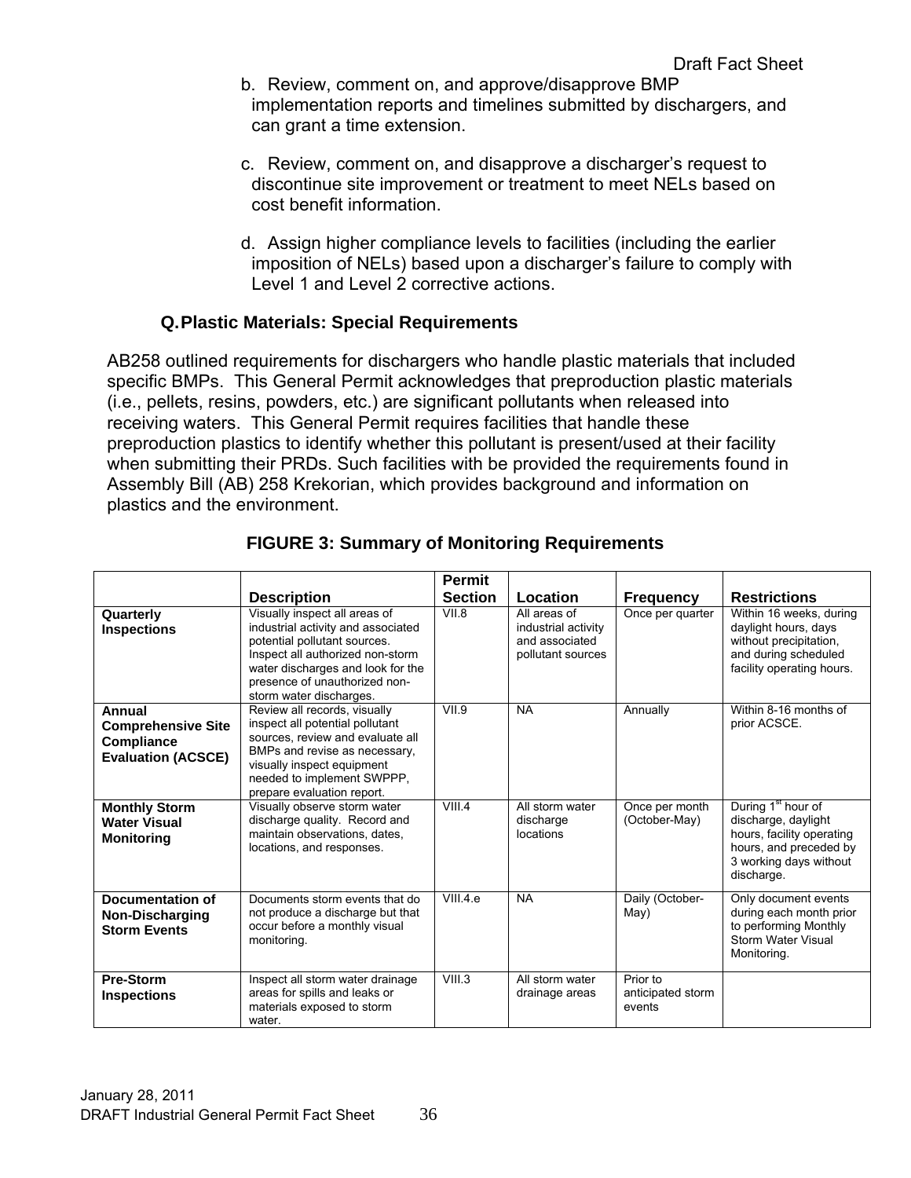b. Review, comment on, and approve/disapprove BMP implementation reports and timelines submitted by dischargers, and can grant a time extension.

c. Review, comment on, and disapprove a discharger's request to discontinue site improvement or treatment to meet NELs based on cost benefit information.

d. Assign higher compliance levels to facilities (including the earlier imposition of NELs) based upon a discharger's failure to comply with Level 1 and Level 2 corrective actions.

### Q. Plastic Materials: Special Requirements

AB258 outlined requirements for dischargers who handle plastic materials that included specific BMPs. This General Permit acknowledges that preproduction plastic materials (i.e., pellets, resins, powders, etc.) are significant pollutants when released into receiving waters. This General Permit requires facilities that handle these preproduction plastics to identify whether this pollutant is present/used at their facility when submitting their PRDs. Such facilities with be provided the requirements found in Assembly Bill (AB) 258 Krekorian, which provides background and information on plastics and the environment.

**FIGURE 3: Summary of Monitoring Requirements**

| | Description | Permit Section | Location | Frequency | Restrictions |
|---|---|---|---|---|---|
| **Quarterly Inspections** | Visually inspect all areas of industrial activity and associated potential pollutant sources. Inspect all authorized non-storm water discharges and look for the presence of unauthorized non-storm water discharges. | VII.8 | All areas of industrial activity and associated pollutant sources | Once per quarter | Within 16 weeks, during daylight hours, days without precipitation, and during scheduled facility operating hours. |
| **Annual Comprehensive Site Compliance Evaluation (ACSCE)** | Review all records, visually inspect all potential pollutant sources, review and evaluate all BMPs and revise as necessary, visually inspect equipment needed to implement SWPPP, prepare evaluation report. | VII.9 | NA | Annually | Within 8-16 months of prior ACSCE. |
| **Monthly Storm Water Visual Monitoring** | Visually observe storm water discharge quality. Record and maintain observations, dates, locations, and responses. | VIII.4 | All storm water discharge locations | Once per month (October-May) | During 1st hour of discharge, daylight hours, facility operating hours, and preceded by 3 working days without discharge. |
| **Documentation of Non-Discharging Storm Events** | Documents storm events that do not produce a discharge but that occur before a monthly visual monitoring. | VIII.4.e | NA | Daily (October-May) | Only document events during each month prior to performing Monthly Storm Water Visual Monitoring. |
| **Pre-Storm Inspections** | Inspect all storm water drainage areas for spills and leaks or materials exposed to storm water. | VIII.3 | All storm water drainage areas | Prior to anticipated storm events | |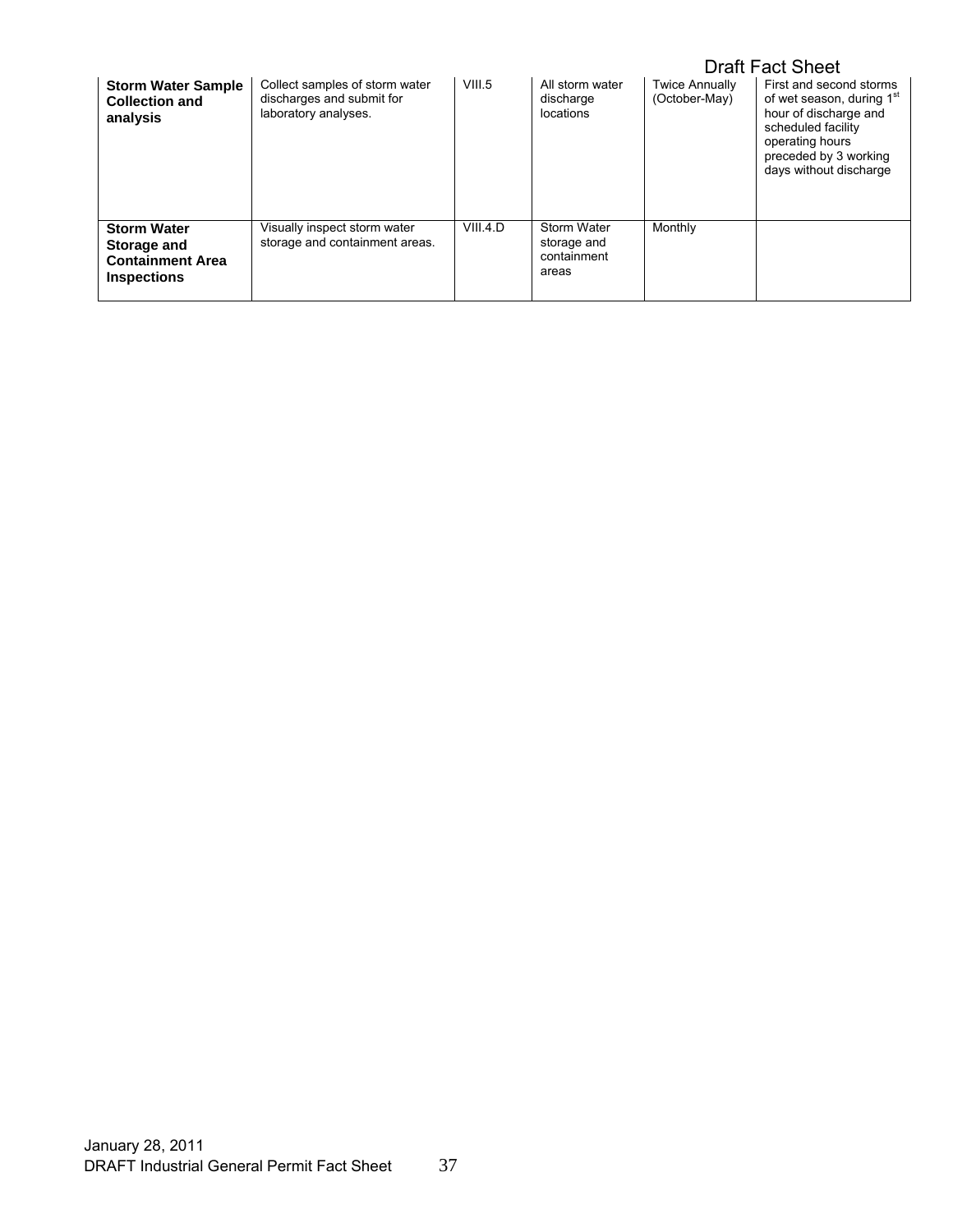| | | | | | |
|---|---|---|---|---|---|
| **Storm Water Sample Collection and analysis** | Collect samples of storm water discharges and submit for laboratory analyses. | VIII.5 | All storm water discharge locations | Twice Annually (October-May) | First and second storms of wet season, during 1st hour of discharge and scheduled facility operating hours preceded by 3 working days without discharge |
| **Storm Water Storage and Containment Area Inspections** | Visually inspect storm water storage and containment areas. | VIII.4.D | Storm Water storage and containment areas | Monthly | |